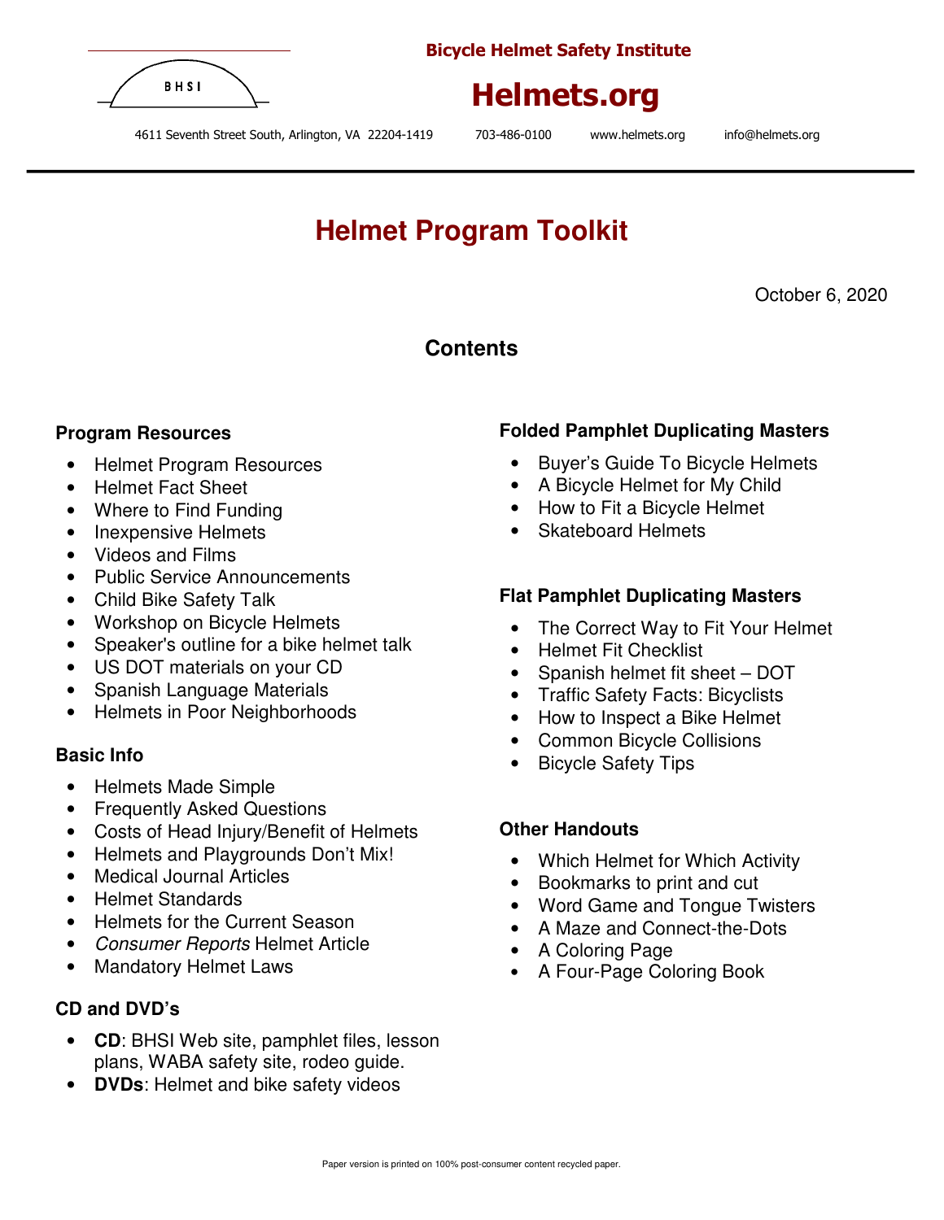BHSI

**Bicycle Helmet Safety Institute**

# Helmets.org

4611 Seventh Street South, Arlington, VA 22204-1419 703-486-0100 www.helmets.org info@helmets.org

# Helmet Program Toolkit

October 6, 2020

## Contents

### Program Resources

- Helmet Program Resources
- Helmet Fact Sheet
- Where to Find Funding
- Inexpensive Helmets
- Videos and Films
- Public Service Announcements
- Child Bike Safety Talk
- Workshop on Bicycle Helmets
- Speaker's outline for a bike helmet talk
- US DOT materials on your CD
- Spanish Language Materials
- Helmets in Poor Neighborhoods

### Basic Info

- Helmets Made Simple
- Frequently Asked Questions
- Costs of Head Injury/Benefit of Helmets
- Helmets and Playgrounds Don't Mix!
- Medical Journal Articles
- Helmet Standards
- Helmets for the Current Season
- *Consumer Reports* Helmet Article
- Mandatory Helmet Laws

### CD and DVD's

- **CD**: BHSI Web site, pamphlet files, lesson plans, WABA safety site, rodeo guide.
- **DVDs**: Helmet and bike safety videos

### Folded Pamphlet Duplicating Masters

- Buyer's Guide To Bicycle Helmets
- A Bicycle Helmet for My Child
- How to Fit a Bicycle Helmet
- Skateboard Helmets

### Flat Pamphlet Duplicating Masters

- The Correct Way to Fit Your Helmet
- Helmet Fit Checklist
- Spanish helmet fit sheet – DOT
- Traffic Safety Facts: Bicyclists
- How to Inspect a Bike Helmet
- Common Bicycle Collisions
- Bicycle Safety Tips

### Other Handouts

- Which Helmet for Which Activity
- Bookmarks to print and cut
- Word Game and Tongue Twisters
- A Maze and Connect-the-Dots
- A Coloring Page
- A Four-Page Coloring Book

Paper version is printed on 100% post-consumer content recycled paper.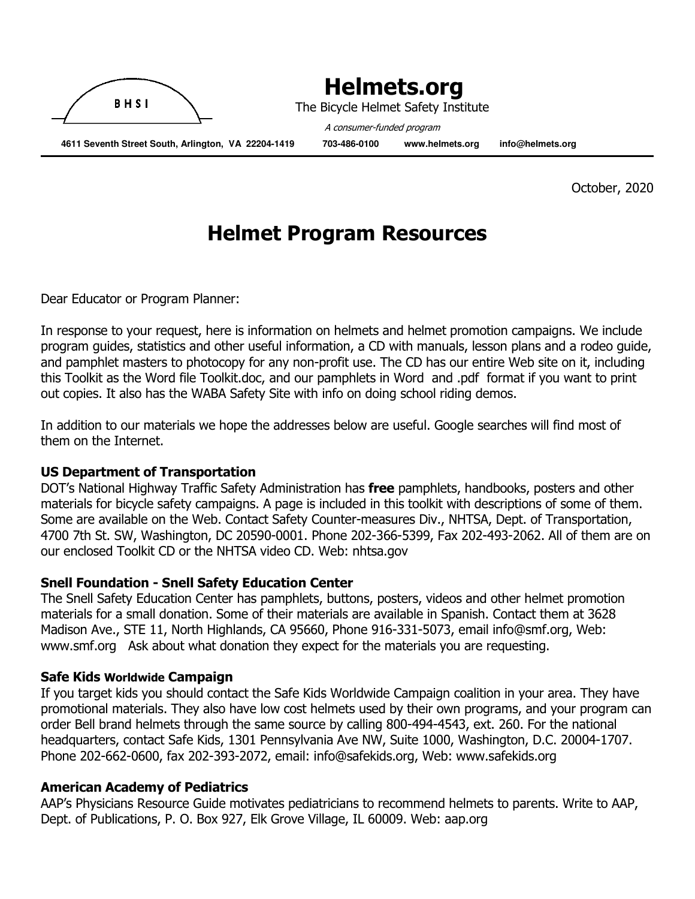BHSI

# Helmets.org

The Bicycle Helmet Safety Institute

*A consumer-funded program*

**4611 Seventh Street South, Arlington, VA 22204-1419 703-486-0100 www.helmets.org info@helmets.org**

October, 2020

# Helmet Program Resources

Dear Educator or Program Planner:

In response to your request, here is information on helmets and helmet promotion campaigns. We include program guides, statistics and other useful information, a CD with manuals, lesson plans and a rodeo guide, and pamphlet masters to photocopy for any non-profit use. The CD has our entire Web site on it, including this Toolkit as the Word file Toolkit.doc, and our pamphlets in Word and .pdf format if you want to print out copies. It also has the WABA Safety Site with info on doing school riding demos.

In addition to our materials we hope the addresses below are useful. Google searches will find most of them on the Internet.

### US Department of Transportation

DOT's National Highway Traffic Safety Administration has **free** pamphlets, handbooks, posters and other materials for bicycle safety campaigns. A page is included in this toolkit with descriptions of some of them. Some are available on the Web. Contact Safety Counter-measures Div., NHTSA, Dept. of Transportation, 4700 7th St. SW, Washington, DC 20590-0001. Phone 202-366-5399, Fax 202-493-2062. All of them are on our enclosed Toolkit CD or the NHTSA video CD. Web: nhtsa.gov

### Snell Foundation - Snell Safety Education Center

The Snell Safety Education Center has pamphlets, buttons, posters, videos and other helmet promotion materials for a small donation. Some of their materials are available in Spanish. Contact them at 3628 Madison Ave., STE 11, North Highlands, CA 95660, Phone 916-331-5073, email info@smf.org, Web: www.smf.org Ask about what donation they expect for the materials you are requesting.

### Safe Kids Worldwide Campaign

If you target kids you should contact the Safe Kids Worldwide Campaign coalition in your area. They have promotional materials. They also have low cost helmets used by their own programs, and your program can order Bell brand helmets through the same source by calling 800-494-4543, ext. 260. For the national headquarters, contact Safe Kids, 1301 Pennsylvania Ave NW, Suite 1000, Washington, D.C. 20004-1707. Phone 202-662-0600, fax 202-393-2072, email: info@safekids.org, Web: www.safekids.org

### American Academy of Pediatrics

AAP's Physicians Resource Guide motivates pediatricians to recommend helmets to parents. Write to AAP, Dept. of Publications, P. O. Box 927, Elk Grove Village, IL 60009. Web: aap.org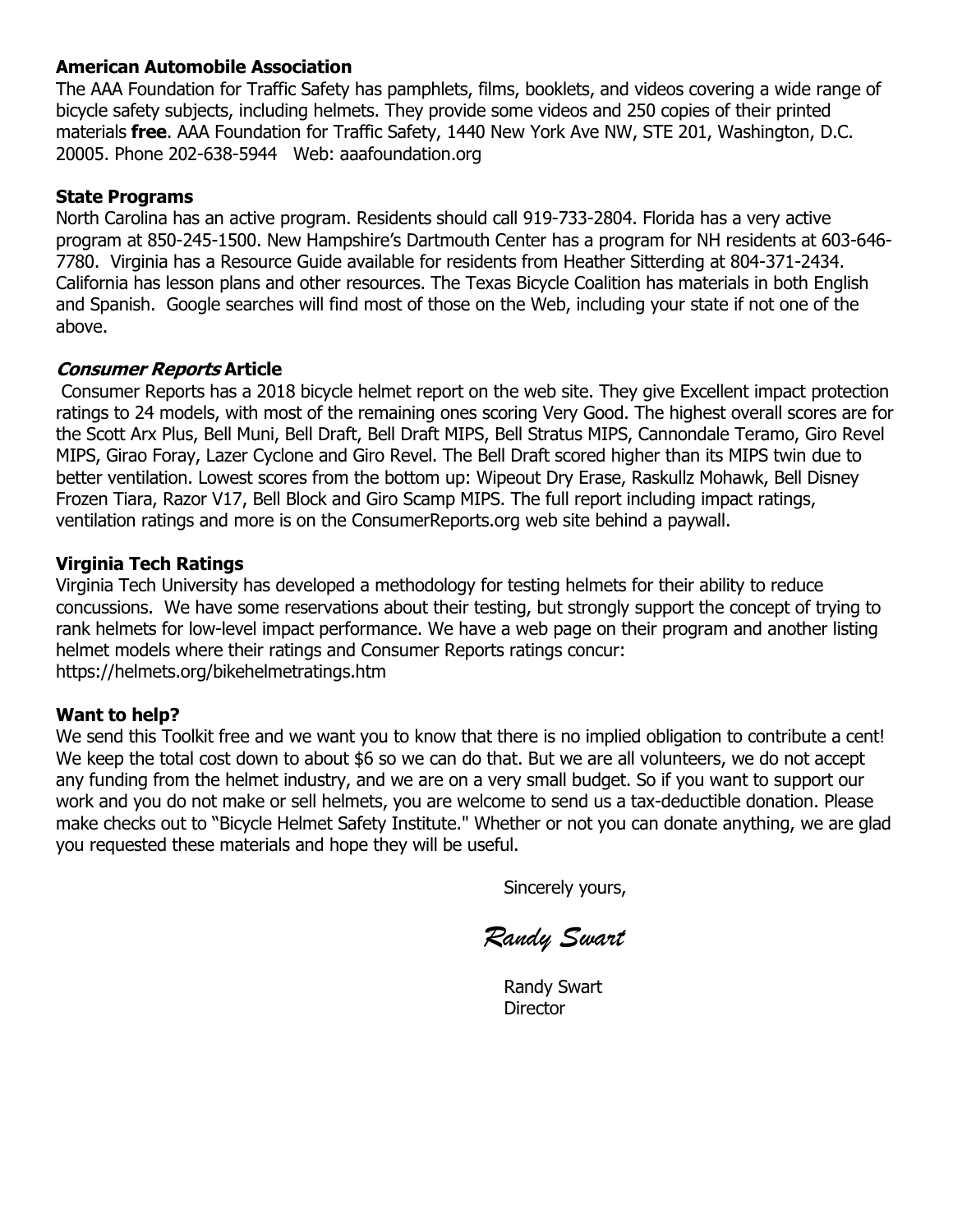### American Automobile Association

The AAA Foundation for Traffic Safety has pamphlets, films, booklets, and videos covering a wide range of bicycle safety subjects, including helmets. They provide some videos and 250 copies of their printed materials **free**. AAA Foundation for Traffic Safety, 1440 New York Ave NW, STE 201, Washington, D.C. 20005. Phone 202-638-5944 Web: aaafoundation.org

### State Programs

North Carolina has an active program. Residents should call 919-733-2804. Florida has a very active program at 850-245-1500. New Hampshire's Dartmouth Center has a program for NH residents at 603-646-7780. Virginia has a Resource Guide available for residents from Heather Sitterding at 804-371-2434. California has lesson plans and other resources. The Texas Bicycle Coalition has materials in both English and Spanish. Google searches will find most of those on the Web, including your state if not one of the above.

### *Consumer Reports* Article

Consumer Reports has a 2018 bicycle helmet report on the web site. They give Excellent impact protection ratings to 24 models, with most of the remaining ones scoring Very Good. The highest overall scores are for the Scott Arx Plus, Bell Muni, Bell Draft, Bell Draft MIPS, Bell Stratus MIPS, Cannondale Teramo, Giro Revel MIPS, Girao Foray, Lazer Cyclone and Giro Revel. The Bell Draft scored higher than its MIPS twin due to better ventilation. Lowest scores from the bottom up: Wipeout Dry Erase, Raskullz Mohawk, Bell Disney Frozen Tiara, Razor V17, Bell Block and Giro Scamp MIPS. The full report including impact ratings, ventilation ratings and more is on the ConsumerReports.org web site behind a paywall.

### Virginia Tech Ratings

Virginia Tech University has developed a methodology for testing helmets for their ability to reduce concussions. We have some reservations about their testing, but strongly support the concept of trying to rank helmets for low-level impact performance. We have a web page on their program and another listing helmet models where their ratings and Consumer Reports ratings concur:
https://helmets.org/bikehelmetratings.htm

### Want to help?

We send this Toolkit free and we want you to know that there is no implied obligation to contribute a cent! We keep the total cost down to about $6 so we can do that. But we are all volunteers, we do not accept any funding from the helmet industry, and we are on a very small budget. So if you want to support our work and you do not make or sell helmets, you are welcome to send us a tax-deductible donation. Please make checks out to "Bicycle Helmet Safety Institute." Whether or not you can donate anything, we are glad you requested these materials and hope they will be useful.

Sincerely yours,

*Randy Swart*

Randy Swart
Director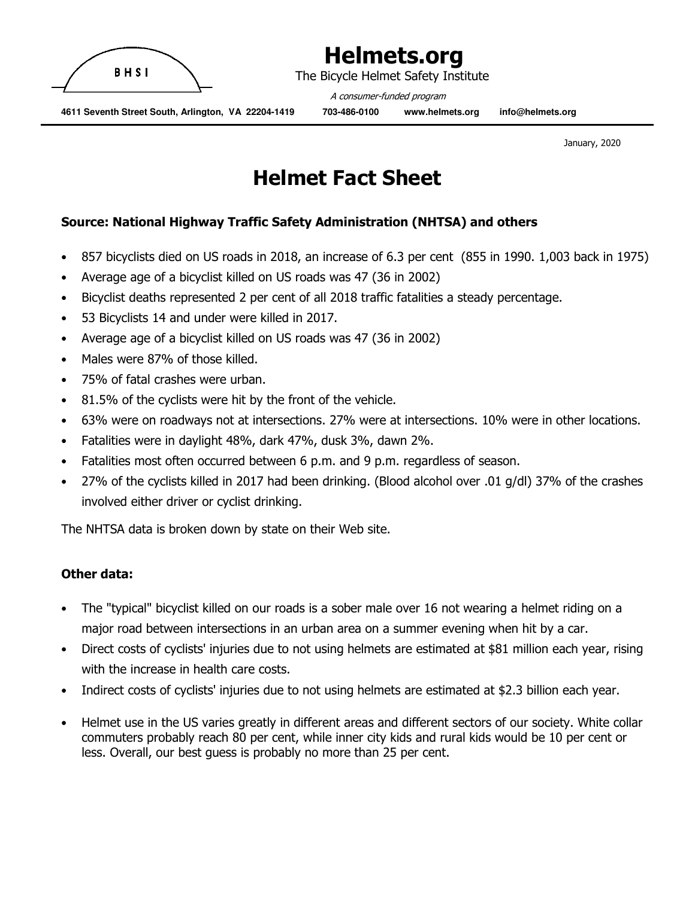# Helmets.org

The Bicycle Helmet Safety Institute

*A consumer-funded program*

**4611 Seventh Street South, Arlington, VA 22204-1419 703-486-0100 www.helmets.org info@helmets.org**

January, 2020

# Helmet Fact Sheet

**Source: National Highway Traffic Safety Administration (NHTSA) and others**

- 857 bicyclists died on US roads in 2018, an increase of 6.3 per cent (855 in 1990. 1,003 back in 1975)
- Average age of a bicyclist killed on US roads was 47 (36 in 2002)
- Bicyclist deaths represented 2 per cent of all 2018 traffic fatalities a steady percentage.
- 53 Bicyclists 14 and under were killed in 2017.
- Average age of a bicyclist killed on US roads was 47 (36 in 2002)
- Males were 87% of those killed.
- 75% of fatal crashes were urban.
- 81.5% of the cyclists were hit by the front of the vehicle.
- 63% were on roadways not at intersections. 27% were at intersections. 10% were in other locations.
- Fatalities were in daylight 48%, dark 47%, dusk 3%, dawn 2%.
- Fatalities most often occurred between 6 p.m. and 9 p.m. regardless of season.
- 27% of the cyclists killed in 2017 had been drinking. (Blood alcohol over .01 g/dl) 37% of the crashes involved either driver or cyclist drinking.

The NHTSA data is broken down by state on their Web site.

**Other data:**

- The "typical" bicyclist killed on our roads is a sober male over 16 not wearing a helmet riding on a major road between intersections in an urban area on a summer evening when hit by a car.
- Direct costs of cyclists' injuries due to not using helmets are estimated at $81 million each year, rising with the increase in health care costs.
- Indirect costs of cyclists' injuries due to not using helmets are estimated at $2.3 billion each year.
- Helmet use in the US varies greatly in different areas and different sectors of our society. White collar commuters probably reach 80 per cent, while inner city kids and rural kids would be 10 per cent or less. Overall, our best guess is probably no more than 25 per cent.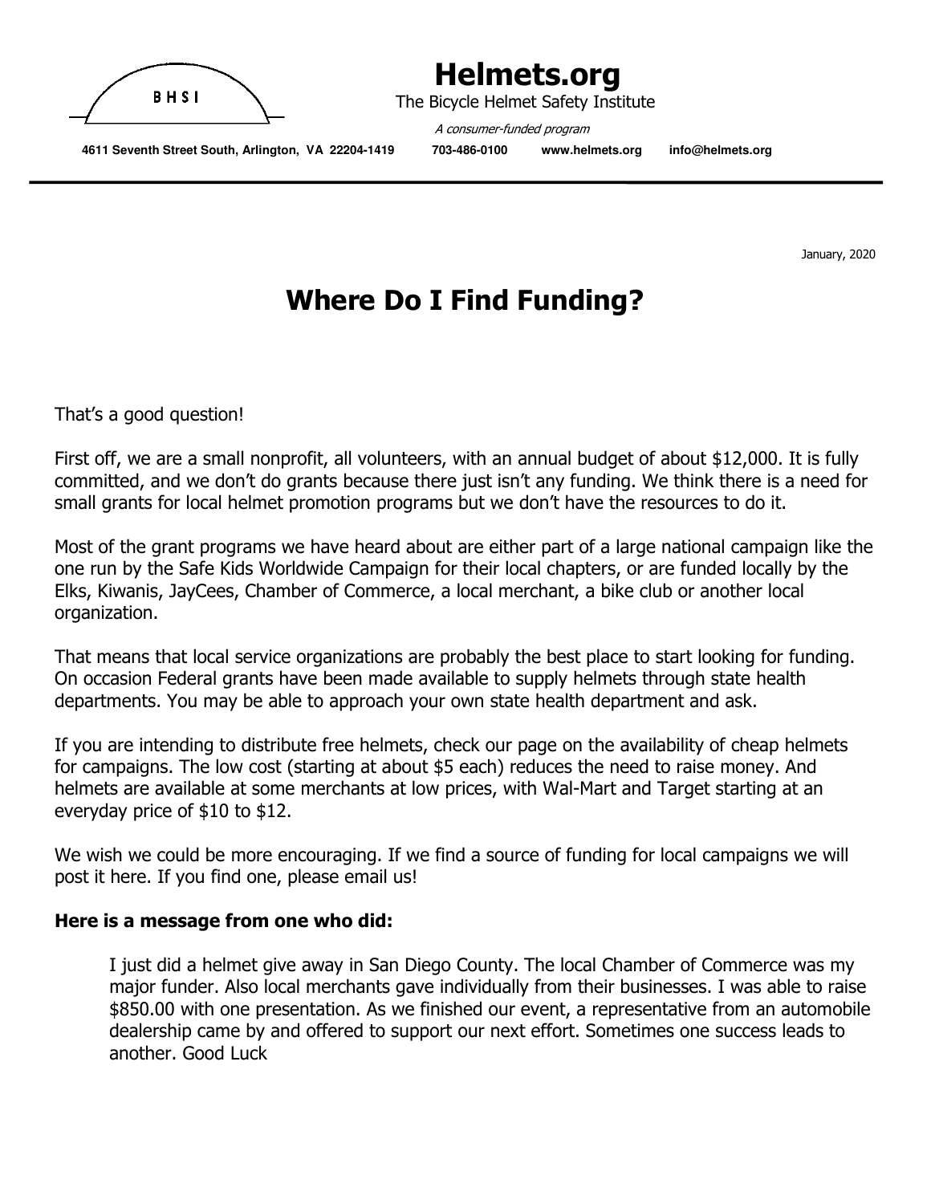# Helmets.org

The Bicycle Helmet Safety Institute

*A consumer-funded program*

**4611 Seventh Street South, Arlington, VA 22204-1419 703-486-0100 www.helmets.org info@helmets.org**

January, 2020

# Where Do I Find Funding?

That's a good question!

First off, we are a small nonprofit, all volunteers, with an annual budget of about $12,000. It is fully committed, and we don't do grants because there just isn't any funding. We think there is a need for small grants for local helmet promotion programs but we don't have the resources to do it.

Most of the grant programs we have heard about are either part of a large national campaign like the one run by the Safe Kids Worldwide Campaign for their local chapters, or are funded locally by the Elks, Kiwanis, JayCees, Chamber of Commerce, a local merchant, a bike club or another local organization.

That means that local service organizations are probably the best place to start looking for funding. On occasion Federal grants have been made available to supply helmets through state health departments. You may be able to approach your own state health department and ask.

If you are intending to distribute free helmets, check our page on the availability of cheap helmets for campaigns. The low cost (starting at about $5 each) reduces the need to raise money. And helmets are available at some merchants at low prices, with Wal-Mart and Target starting at an everyday price of $10 to $12.

We wish we could be more encouraging. If we find a source of funding for local campaigns we will post it here. If you find one, please email us!

**Here is a message from one who did:**

> I just did a helmet give away in San Diego County. The local Chamber of Commerce was my major funder. Also local merchants gave individually from their businesses. I was able to raise $850.00 with one presentation. As we finished our event, a representative from an automobile dealership came by and offered to support our next effort. Sometimes one success leads to another. Good Luck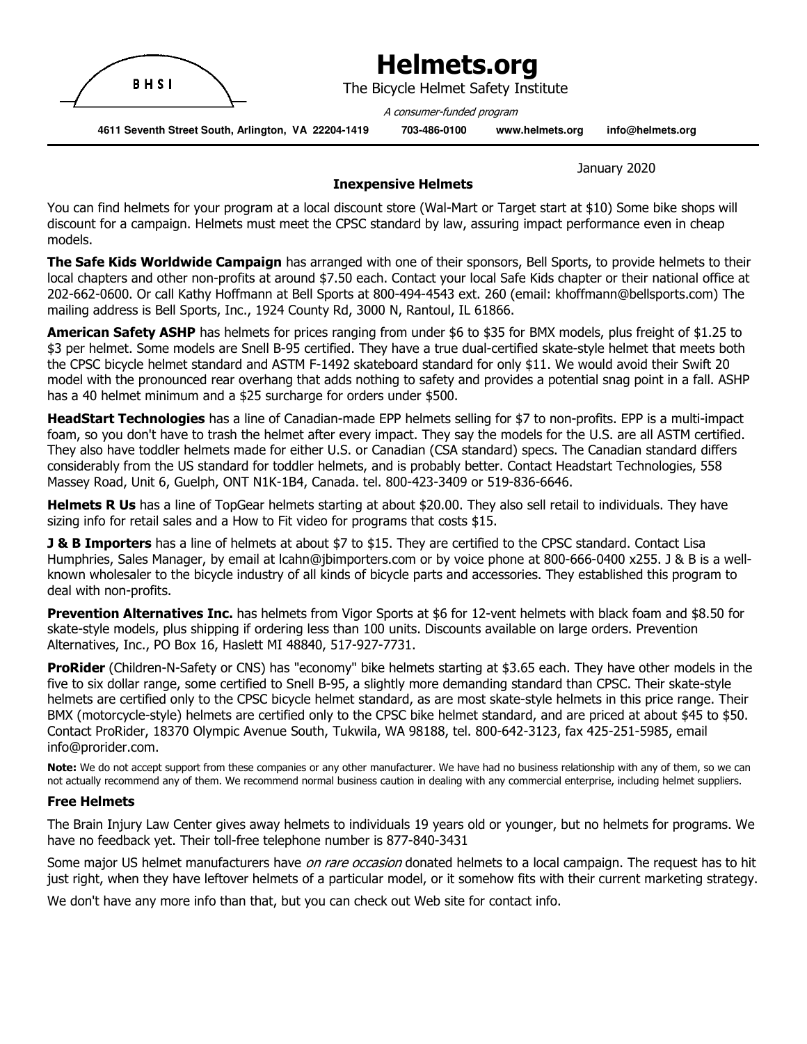# Helmets.org

The Bicycle Helmet Safety Institute

*A consumer-funded program*

**4611 Seventh Street South, Arlington, VA 22204-1419 703-486-0100 www.helmets.org info@helmets.org**

January 2020

## Inexpensive Helmets

You can find helmets for your program at a local discount store (Wal-Mart or Target start at $10) Some bike shops will discount for a campaign. Helmets must meet the CPSC standard by law, assuring impact performance even in cheap models.

**The Safe Kids Worldwide Campaign** has arranged with one of their sponsors, Bell Sports, to provide helmets to their local chapters and other non-profits at around $7.50 each. Contact your local Safe Kids chapter or their national office at 202-662-0600. Or call Kathy Hoffmann at Bell Sports at 800-494-4543 ext. 260 (email: khoffmann@bellsports.com) The mailing address is Bell Sports, Inc., 1924 County Rd, 3000 N, Rantoul, IL 61866.

**American Safety ASHP** has helmets for prices ranging from under $6 to $35 for BMX models, plus freight of $1.25 to $3 per helmet. Some models are Snell B-95 certified. They have a true dual-certified skate-style helmet that meets both the CPSC bicycle helmet standard and ASTM F-1492 skateboard standard for only $11. We would avoid their Swift 20 model with the pronounced rear overhang that adds nothing to safety and provides a potential snag point in a fall. ASHP has a 40 helmet minimum and a $25 surcharge for orders under $500.

**HeadStart Technologies** has a line of Canadian-made EPP helmets selling for $7 to non-profits. EPP is a multi-impact foam, so you don't have to trash the helmet after every impact. They say the models for the U.S. are all ASTM certified. They also have toddler helmets made for either U.S. or Canadian (CSA standard) specs. The Canadian standard differs considerably from the US standard for toddler helmets, and is probably better. Contact Headstart Technologies, 558 Massey Road, Unit 6, Guelph, ONT N1K-1B4, Canada. tel. 800-423-3409 or 519-836-6646.

**Helmets R Us** has a line of TopGear helmets starting at about $20.00. They also sell retail to individuals. They have sizing info for retail sales and a How to Fit video for programs that costs $15.

**J & B Importers** has a line of helmets at about $7 to $15. They are certified to the CPSC standard. Contact Lisa Humphries, Sales Manager, by email at lcahn@jbimporters.com or by voice phone at 800-666-0400 x255. J & B is a well-known wholesaler to the bicycle industry of all kinds of bicycle parts and accessories. They established this program to deal with non-profits.

**Prevention Alternatives Inc.** has helmets from Vigor Sports at $6 for 12-vent helmets with black foam and $8.50 for skate-style models, plus shipping if ordering less than 100 units. Discounts available on large orders. Prevention Alternatives, Inc., PO Box 16, Haslett MI 48840, 517-927-7731.

**ProRider** (Children-N-Safety or CNS) has "economy" bike helmets starting at $3.65 each. They have other models in the five to six dollar range, some certified to Snell B-95, a slightly more demanding standard than CPSC. Their skate-style helmets are certified only to the CPSC bicycle helmet standard, as are most skate-style helmets in this price range. Their BMX (motorcycle-style) helmets are certified only to the CPSC bike helmet standard, and are priced at about $45 to $50. Contact ProRider, 18370 Olympic Avenue South, Tukwila, WA 98188, tel. 800-642-3123, fax 425-251-5985, email info@prorider.com.

**Note:** We do not accept support from these companies or any other manufacturer. We have had no business relationship with any of them, so we can not actually recommend any of them. We recommend normal business caution in dealing with any commercial enterprise, including helmet suppliers.

### Free Helmets

The Brain Injury Law Center gives away helmets to individuals 19 years old or younger, but no helmets for programs. We have no feedback yet. Their toll-free telephone number is 877-840-3431

Some major US helmet manufacturers have *on rare occasion* donated helmets to a local campaign. The request has to hit just right, when they have leftover helmets of a particular model, or it somehow fits with their current marketing strategy.

We don't have any more info than that, but you can check out Web site for contact info.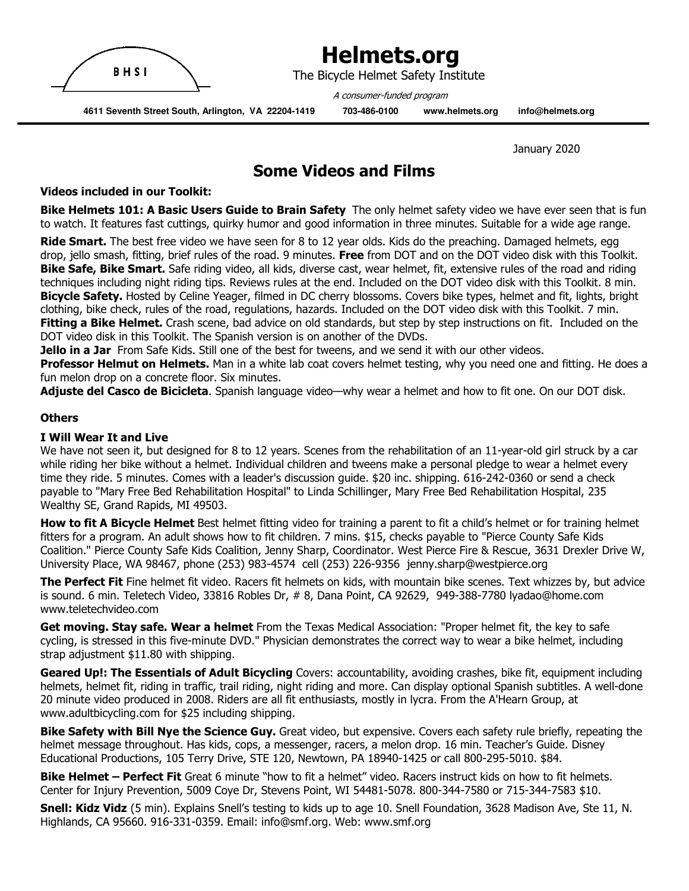BHSI

# Helmets.org

The Bicycle Helmet Safety Institute

*A consumer-funded program*

**4611 Seventh Street South, Arlington, VA 22204-1419 703-486-0100 www.helmets.org info@helmets.org**

January 2020

## Some Videos and Films

**Videos included in our Toolkit:**

**Bike Helmets 101: A Basic Users Guide to Brain Safety** The only helmet safety video we have ever seen that is fun to watch. It features fast cuttings, quirky humor and good information in three minutes. Suitable for a wide age range.

**Ride Smart.** The best free video we have seen for 8 to 12 year olds. Kids do the preaching. Damaged helmets, egg drop, jello smash, fitting, brief rules of the road. 9 minutes. **Free** from DOT and on the DOT video disk with this Toolkit.

**Bike Safe, Bike Smart.** Safe riding video, all kids, diverse cast, wear helmet, fit, extensive rules of the road and riding techniques including night riding tips. Reviews rules at the end. Included on the DOT video disk with this Toolkit. 8 min.

**Bicycle Safety.** Hosted by Celine Yeager, filmed in DC cherry blossoms. Covers bike types, helmet and fit, lights, bright clothing, bike check, rules of the road, regulations, hazards. Included on the DOT video disk with this Toolkit. 7 min.

**Fitting a Bike Helmet.** Crash scene, bad advice on old standards, but step by step instructions on fit. Included on the DOT video disk in this Toolkit. The Spanish version is on another of the DVDs.

**Jello in a Jar** From Safe Kids. Still one of the best for tweens, and we send it with our other videos.

**Professor Helmut on Helmets.** Man in a white lab coat covers helmet testing, why you need one and fitting. He does a fun melon drop on a concrete floor. Six minutes.

**Adjuste del Casco de Bicicleta**. Spanish language video—why wear a helmet and how to fit one. On our DOT disk.

**Others**

**I Will Wear It and Live**

We have not seen it, but designed for 8 to 12 years. Scenes from the rehabilitation of an 11-year-old girl struck by a car while riding her bike without a helmet. Individual children and tweens make a personal pledge to wear a helmet every time they ride. 5 minutes. Comes with a leader's discussion guide. $20 inc. shipping. 616-242-0360 or send a check payable to "Mary Free Bed Rehabilitation Hospital" to Linda Schillinger, Mary Free Bed Rehabilitation Hospital, 235 Wealthy SE, Grand Rapids, MI 49503.

**How to fit A Bicycle Helmet** Best helmet fitting video for training a parent to fit a child's helmet or for training helmet fitters for a program. An adult shows how to fit children. 7 mins. $15, checks payable to "Pierce County Safe Kids Coalition." Pierce County Safe Kids Coalition, Jenny Sharp, Coordinator. West Pierce Fire & Rescue, 3631 Drexler Drive W, University Place, WA 98467, phone (253) 983-4574 cell (253) 226-9356 jenny.sharp@westpierce.org

**The Perfect Fit** Fine helmet fit video. Racers fit helmets on kids, with mountain bike scenes. Text whizzes by, but advice is sound. 6 min. Teletech Video, 33816 Robles Dr, # 8, Dana Point, CA 92629, 949-388-7780 lyadao@home.com www.teletechvideo.com

**Get moving. Stay safe. Wear a helmet** From the Texas Medical Association: "Proper helmet fit, the key to safe cycling, is stressed in this five-minute DVD." Physician demonstrates the correct way to wear a bike helmet, including strap adjustment $11.80 with shipping.

**Geared Up!: The Essentials of Adult Bicycling** Covers: accountability, avoiding crashes, bike fit, equipment including helmets, helmet fit, riding in traffic, trail riding, night riding and more. Can display optional Spanish subtitles. A well-done 20 minute video produced in 2008. Riders are all fit enthusiasts, mostly in lycra. From the A'Hearn Group, at www.adultbicycling.com for $25 including shipping.

**Bike Safety with Bill Nye the Science Guy.** Great video, but expensive. Covers each safety rule briefly, repeating the helmet message throughout. Has kids, cops, a messenger, racers, a melon drop. 16 min. Teacher's Guide. Disney Educational Productions, 105 Terry Drive, STE 120, Newtown, PA 18940-1425 or call 800-295-5010. $84.

**Bike Helmet – Perfect Fit** Great 6 minute "how to fit a helmet" video. Racers instruct kids on how to fit helmets. Center for Injury Prevention, 5009 Coye Dr, Stevens Point, WI 54481-5078. 800-344-7580 or 715-344-7583 $10.

**Snell: Kidz Vidz** (5 min). Explains Snell's testing to kids up to age 10. Snell Foundation, 3628 Madison Ave, Ste 11, N. Highlands, CA 95660. 916-331-0359. Email: info@smf.org. Web: www.smf.org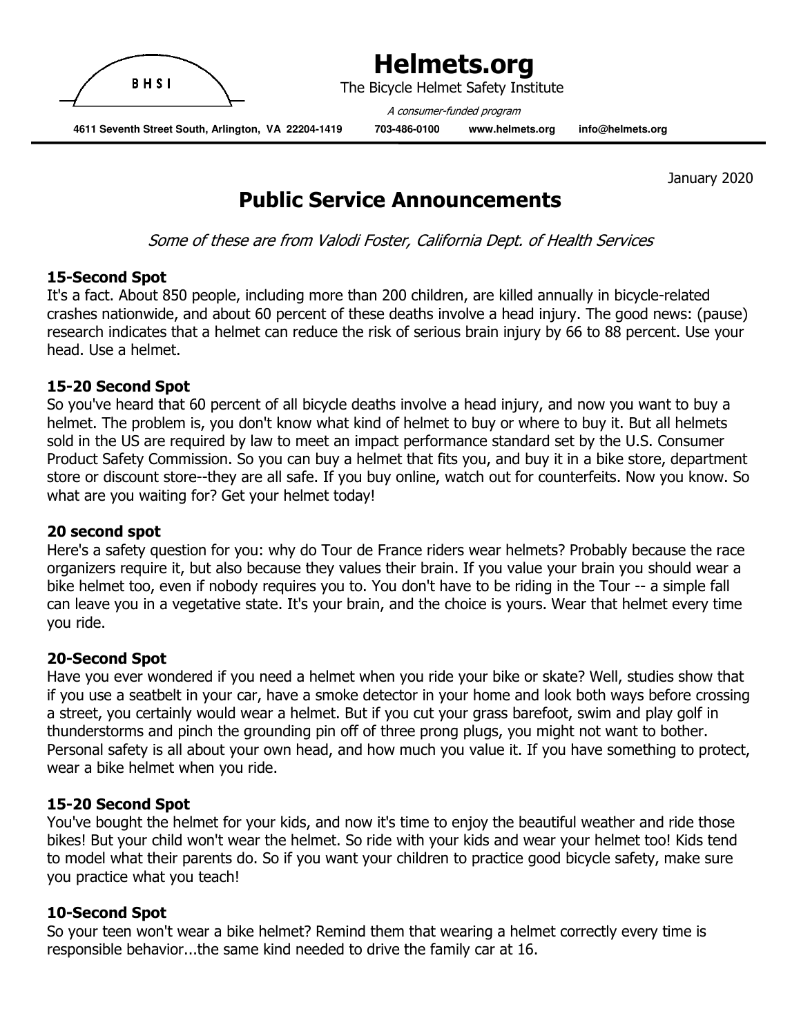# Helmets.org

The Bicycle Helmet Safety Institute

*A consumer-funded program*

**4611 Seventh Street South, Arlington, VA 22204-1419 703-486-0100 www.helmets.org info@helmets.org**

January 2020

## Public Service Announcements

*Some of these are from Valodi Foster, California Dept. of Health Services*

### 15-Second Spot

It's a fact. About 850 people, including more than 200 children, are killed annually in bicycle-related crashes nationwide, and about 60 percent of these deaths involve a head injury. The good news: (pause) research indicates that a helmet can reduce the risk of serious brain injury by 66 to 88 percent. Use your head. Use a helmet.

### 15-20 Second Spot

So you've heard that 60 percent of all bicycle deaths involve a head injury, and now you want to buy a helmet. The problem is, you don't know what kind of helmet to buy or where to buy it. But all helmets sold in the US are required by law to meet an impact performance standard set by the U.S. Consumer Product Safety Commission. So you can buy a helmet that fits you, and buy it in a bike store, department store or discount store--they are all safe. If you buy online, watch out for counterfeits. Now you know. So what are you waiting for? Get your helmet today!

### 20 second spot

Here's a safety question for you: why do Tour de France riders wear helmets? Probably because the race organizers require it, but also because they values their brain. If you value your brain you should wear a bike helmet too, even if nobody requires you to. You don't have to be riding in the Tour -- a simple fall can leave you in a vegetative state. It's your brain, and the choice is yours. Wear that helmet every time you ride.

### 20-Second Spot

Have you ever wondered if you need a helmet when you ride your bike or skate? Well, studies show that if you use a seatbelt in your car, have a smoke detector in your home and look both ways before crossing a street, you certainly would wear a helmet. But if you cut your grass barefoot, swim and play golf in thunderstorms and pinch the grounding pin off of three prong plugs, you might not want to bother. Personal safety is all about your own head, and how much you value it. If you have something to protect, wear a bike helmet when you ride.

### 15-20 Second Spot

You've bought the helmet for your kids, and now it's time to enjoy the beautiful weather and ride those bikes! But your child won't wear the helmet. So ride with your kids and wear your helmet too! Kids tend to model what their parents do. So if you want your children to practice good bicycle safety, make sure you practice what you teach!

### 10-Second Spot

So your teen won't wear a bike helmet? Remind them that wearing a helmet correctly every time is responsible behavior...the same kind needed to drive the family car at 16.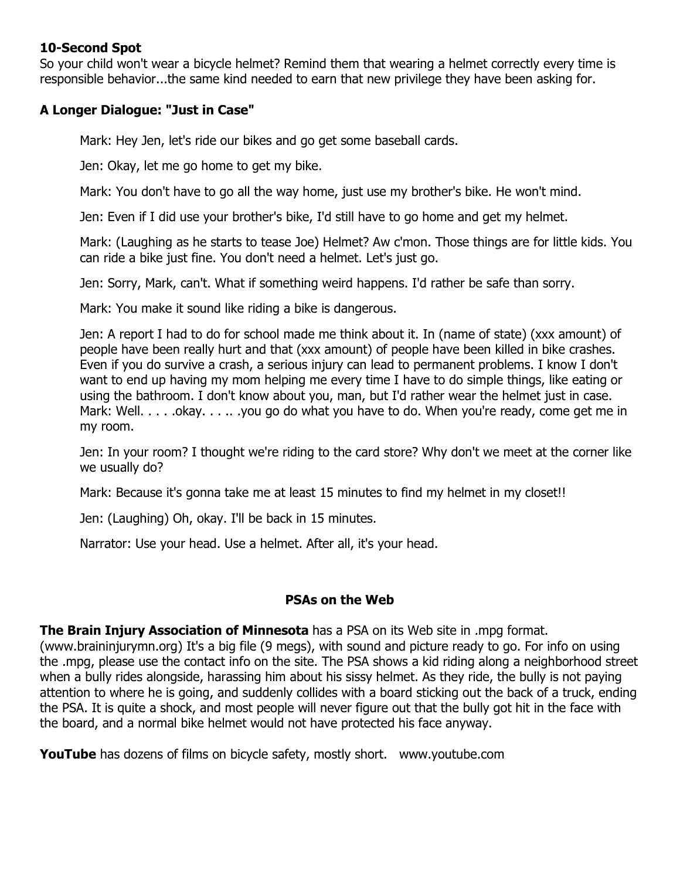### 10-Second Spot

So your child won't wear a bicycle helmet? Remind them that wearing a helmet correctly every time is responsible behavior...the same kind needed to earn that new privilege they have been asking for.

### A Longer Dialogue: "Just in Case"

Mark: Hey Jen, let's ride our bikes and go get some baseball cards.

Jen: Okay, let me go home to get my bike.

Mark: You don't have to go all the way home, just use my brother's bike. He won't mind.

Jen: Even if I did use your brother's bike, I'd still have to go home and get my helmet.

Mark: (Laughing as he starts to tease Joe) Helmet? Aw c'mon. Those things are for little kids. You can ride a bike just fine. You don't need a helmet. Let's just go.

Jen: Sorry, Mark, can't. What if something weird happens. I'd rather be safe than sorry.

Mark: You make it sound like riding a bike is dangerous.

Jen: A report I had to do for school made me think about it. In (name of state) (xxx amount) of people have been really hurt and that (xxx amount) of people have been killed in bike crashes. Even if you do survive a crash, a serious injury can lead to permanent problems. I know I don't want to end up having my mom helping me every time I have to do simple things, like eating or using the bathroom. I don't know about you, man, but I'd rather wear the helmet just in case.
Mark: Well. . . . .okay. . . .. .you go do what you have to do. When you're ready, come get me in my room.

Jen: In your room? I thought we're riding to the card store? Why don't we meet at the corner like we usually do?

Mark: Because it's gonna take me at least 15 minutes to find my helmet in my closet!!

Jen: (Laughing) Oh, okay. I'll be back in 15 minutes.

Narrator: Use your head. Use a helmet. After all, it's your head.

### PSAs on the Web

**The Brain Injury Association of Minnesota** has a PSA on its Web site in .mpg format. (www.braininjurymn.org) It's a big file (9 megs), with sound and picture ready to go. For info on using the .mpg, please use the contact info on the site. The PSA shows a kid riding along a neighborhood street when a bully rides alongside, harassing him about his sissy helmet. As they ride, the bully is not paying attention to where he is going, and suddenly collides with a board sticking out the back of a truck, ending the PSA. It is quite a shock, and most people will never figure out that the bully got hit in the face with the board, and a normal bike helmet would not have protected his face anyway.

**YouTube** has dozens of films on bicycle safety, mostly short. www.youtube.com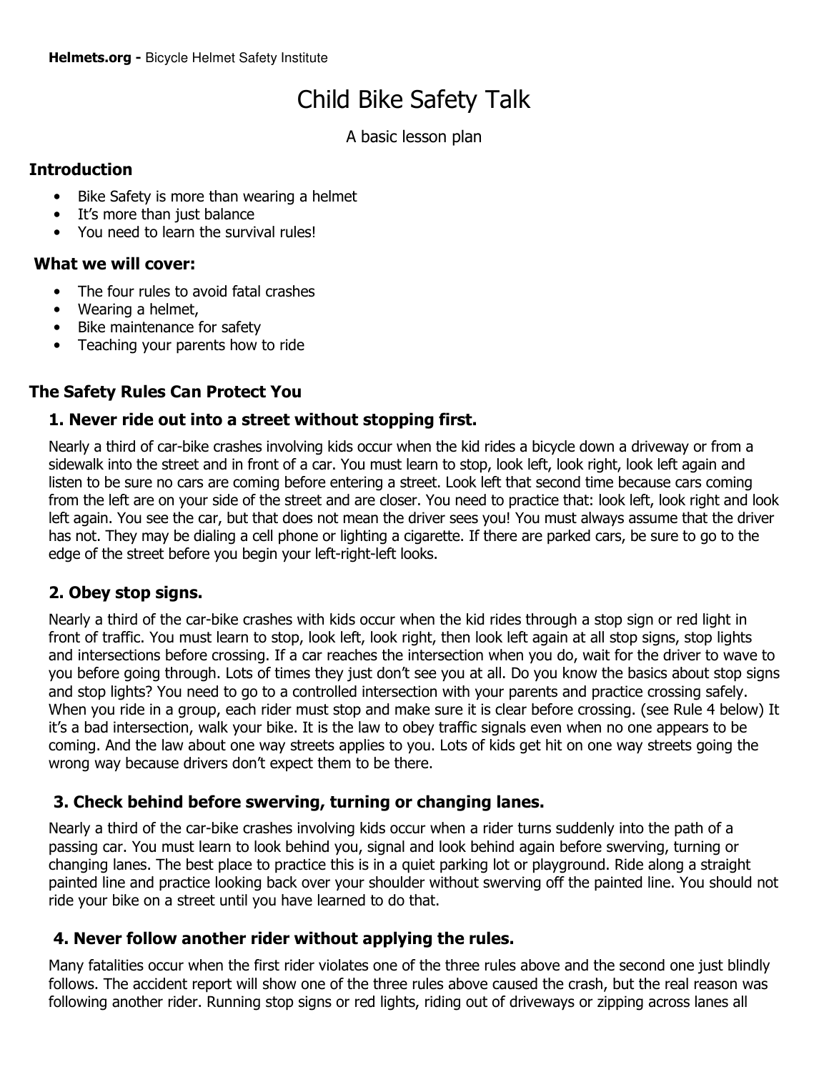**Helmets.org -** Bicycle Helmet Safety Institute

# Child Bike Safety Talk

A basic lesson plan

## Introduction

- Bike Safety is more than wearing a helmet
- It's more than just balance
- You need to learn the survival rules!

## What we will cover:

- The four rules to avoid fatal crashes
- Wearing a helmet,
- Bike maintenance for safety
- Teaching your parents how to ride

## The Safety Rules Can Protect You

### 1. Never ride out into a street without stopping first.

Nearly a third of car-bike crashes involving kids occur when the kid rides a bicycle down a driveway or from a sidewalk into the street and in front of a car. You must learn to stop, look left, look right, look left again and listen to be sure no cars are coming before entering a street. Look left that second time because cars coming from the left are on your side of the street and are closer. You need to practice that: look left, look right and look left again. You see the car, but that does not mean the driver sees you! You must always assume that the driver has not. They may be dialing a cell phone or lighting a cigarette. If there are parked cars, be sure to go to the edge of the street before you begin your left-right-left looks.

### 2. Obey stop signs.

Nearly a third of the car-bike crashes with kids occur when the kid rides through a stop sign or red light in front of traffic. You must learn to stop, look left, look right, then look left again at all stop signs, stop lights and intersections before crossing. If a car reaches the intersection when you do, wait for the driver to wave to you before going through. Lots of times they just don't see you at all. Do you know the basics about stop signs and stop lights? You need to go to a controlled intersection with your parents and practice crossing safely. When you ride in a group, each rider must stop and make sure it is clear before crossing. (see Rule 4 below) It it's a bad intersection, walk your bike. It is the law to obey traffic signals even when no one appears to be coming. And the law about one way streets applies to you. Lots of kids get hit on one way streets going the wrong way because drivers don't expect them to be there.

### 3. Check behind before swerving, turning or changing lanes.

Nearly a third of the car-bike crashes involving kids occur when a rider turns suddenly into the path of a passing car. You must learn to look behind you, signal and look behind again before swerving, turning or changing lanes. The best place to practice this is in a quiet parking lot or playground. Ride along a straight painted line and practice looking back over your shoulder without swerving off the painted line. You should not ride your bike on a street until you have learned to do that.

### 4. Never follow another rider without applying the rules.

Many fatalities occur when the first rider violates one of the three rules above and the second one just blindly follows. The accident report will show one of the three rules above caused the crash, but the real reason was following another rider. Running stop signs or red lights, riding out of driveways or zipping across lanes all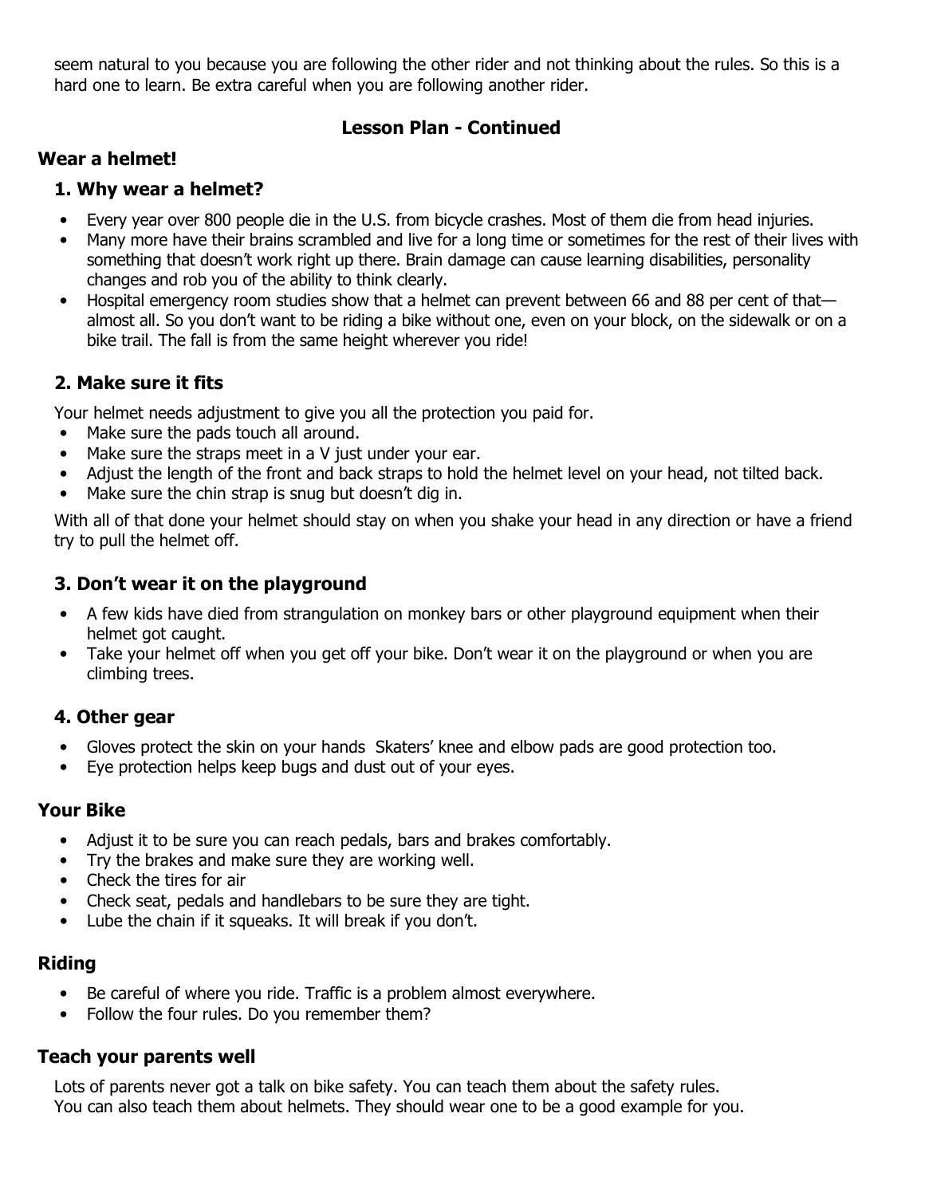seem natural to you because you are following the other rider and not thinking about the rules. So this is a hard one to learn. Be extra careful when you are following another rider.

**Lesson Plan - Continued**

## Wear a helmet!

### 1. Why wear a helmet?

- Every year over 800 people die in the U.S. from bicycle crashes. Most of them die from head injuries.
- Many more have their brains scrambled and live for a long time or sometimes for the rest of their lives with something that doesn't work right up there. Brain damage can cause learning disabilities, personality changes and rob you of the ability to think clearly.
- Hospital emergency room studies show that a helmet can prevent between 66 and 88 per cent of that—almost all. So you don't want to be riding a bike without one, even on your block, on the sidewalk or on a bike trail. The fall is from the same height wherever you ride!

### 2. Make sure it fits

Your helmet needs adjustment to give you all the protection you paid for.

- Make sure the pads touch all around.
- Make sure the straps meet in a V just under your ear.
- Adjust the length of the front and back straps to hold the helmet level on your head, not tilted back.
- Make sure the chin strap is snug but doesn't dig in.

With all of that done your helmet should stay on when you shake your head in any direction or have a friend try to pull the helmet off.

### 3. Don't wear it on the playground

- A few kids have died from strangulation on monkey bars or other playground equipment when their helmet got caught.
- Take your helmet off when you get off your bike. Don't wear it on the playground or when you are climbing trees.

### 4. Other gear

- Gloves protect the skin on your hands  Skaters' knee and elbow pads are good protection too.
- Eye protection helps keep bugs and dust out of your eyes.

## Your Bike

- Adjust it to be sure you can reach pedals, bars and brakes comfortably.
- Try the brakes and make sure they are working well.
- Check the tires for air
- Check seat, pedals and handlebars to be sure they are tight.
- Lube the chain if it squeaks. It will break if you don't.

## Riding

- Be careful of where you ride. Traffic is a problem almost everywhere.
- Follow the four rules. Do you remember them?

## Teach your parents well

Lots of parents never got a talk on bike safety. You can teach them about the safety rules.
You can also teach them about helmets. They should wear one to be a good example for you.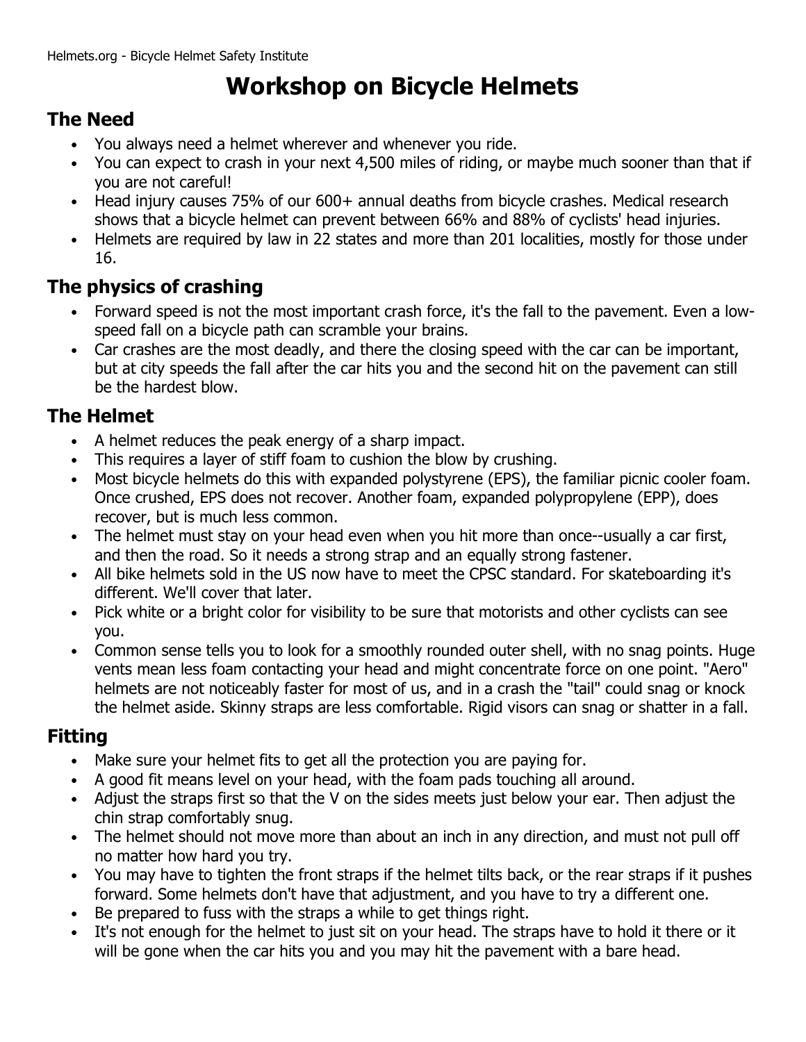# Workshop on Bicycle Helmets

## The Need

- You always need a helmet wherever and whenever you ride.
- You can expect to crash in your next 4,500 miles of riding, or maybe much sooner than that if you are not careful!
- Head injury causes 75% of our 600+ annual deaths from bicycle crashes. Medical research shows that a bicycle helmet can prevent between 66% and 88% of cyclists' head injuries.
- Helmets are required by law in 22 states and more than 201 localities, mostly for those under 16.

## The physics of crashing

- Forward speed is not the most important crash force, it's the fall to the pavement. Even a low-speed fall on a bicycle path can scramble your brains.
- Car crashes are the most deadly, and there the closing speed with the car can be important, but at city speeds the fall after the car hits you and the second hit on the pavement can still be the hardest blow.

## The Helmet

- A helmet reduces the peak energy of a sharp impact.
- This requires a layer of stiff foam to cushion the blow by crushing.
- Most bicycle helmets do this with expanded polystyrene (EPS), the familiar picnic cooler foam. Once crushed, EPS does not recover. Another foam, expanded polypropylene (EPP), does recover, but is much less common.
- The helmet must stay on your head even when you hit more than once--usually a car first, and then the road. So it needs a strong strap and an equally strong fastener.
- All bike helmets sold in the US now have to meet the CPSC standard. For skateboarding it's different. We'll cover that later.
- Pick white or a bright color for visibility to be sure that motorists and other cyclists can see you.
- Common sense tells you to look for a smoothly rounded outer shell, with no snag points. Huge vents mean less foam contacting your head and might concentrate force on one point. "Aero" helmets are not noticeably faster for most of us, and in a crash the "tail" could snag or knock the helmet aside. Skinny straps are less comfortable. Rigid visors can snag or shatter in a fall.

## Fitting

- Make sure your helmet fits to get all the protection you are paying for.
- A good fit means level on your head, with the foam pads touching all around.
- Adjust the straps first so that the V on the sides meets just below your ear. Then adjust the chin strap comfortably snug.
- The helmet should not move more than about an inch in any direction, and must not pull off no matter how hard you try.
- You may have to tighten the front straps if the helmet tilts back, or the rear straps if it pushes forward. Some helmets don't have that adjustment, and you have to try a different one.
- Be prepared to fuss with the straps a while to get things right.
- It's not enough for the helmet to just sit on your head. The straps have to hold it there or it will be gone when the car hits you and you may hit the pavement with a bare head.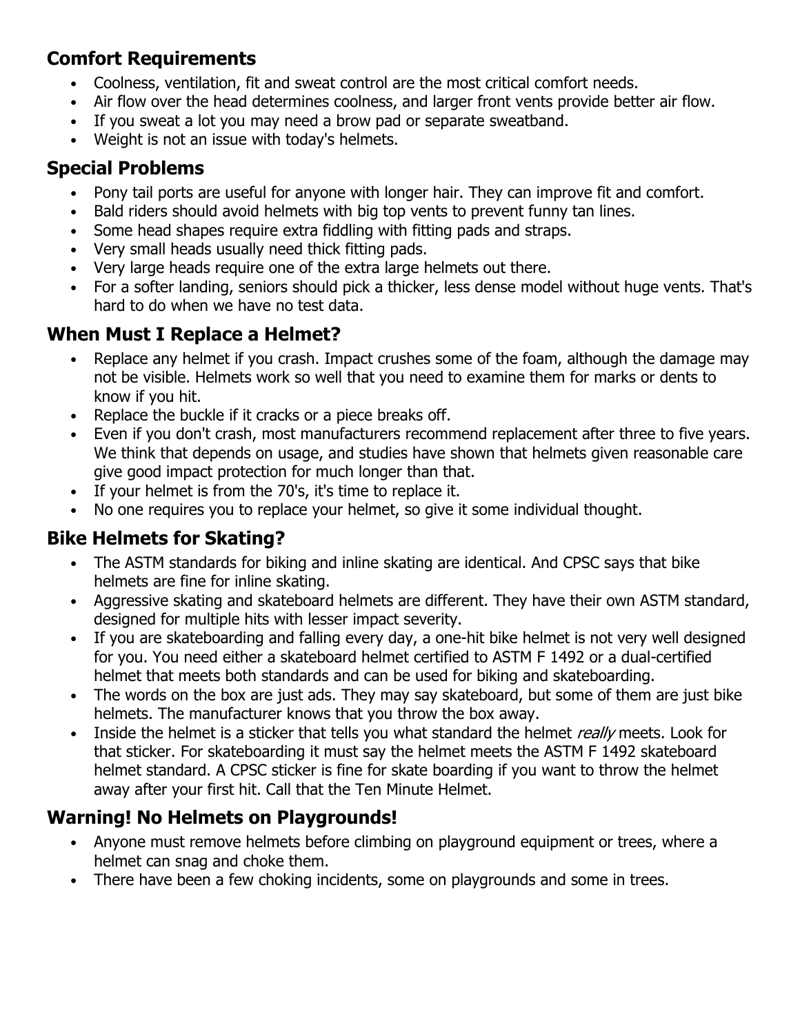## Comfort Requirements

- Coolness, ventilation, fit and sweat control are the most critical comfort needs.
- Air flow over the head determines coolness, and larger front vents provide better air flow.
- If you sweat a lot you may need a brow pad or separate sweatband.
- Weight is not an issue with today's helmets.

## Special Problems

- Pony tail ports are useful for anyone with longer hair. They can improve fit and comfort.
- Bald riders should avoid helmets with big top vents to prevent funny tan lines.
- Some head shapes require extra fiddling with fitting pads and straps.
- Very small heads usually need thick fitting pads.
- Very large heads require one of the extra large helmets out there.
- For a softer landing, seniors should pick a thicker, less dense model without huge vents. That's hard to do when we have no test data.

## When Must I Replace a Helmet?

- Replace any helmet if you crash. Impact crushes some of the foam, although the damage may not be visible. Helmets work so well that you need to examine them for marks or dents to know if you hit.
- Replace the buckle if it cracks or a piece breaks off.
- Even if you don't crash, most manufacturers recommend replacement after three to five years. We think that depends on usage, and studies have shown that helmets given reasonable care give good impact protection for much longer than that.
- If your helmet is from the 70's, it's time to replace it.
- No one requires you to replace your helmet, so give it some individual thought.

## Bike Helmets for Skating?

- The ASTM standards for biking and inline skating are identical. And CPSC says that bike helmets are fine for inline skating.
- Aggressive skating and skateboard helmets are different. They have their own ASTM standard, designed for multiple hits with lesser impact severity.
- If you are skateboarding and falling every day, a one-hit bike helmet is not very well designed for you. You need either a skateboard helmet certified to ASTM F 1492 or a dual-certified helmet that meets both standards and can be used for biking and skateboarding.
- The words on the box are just ads. They may say skateboard, but some of them are just bike helmets. The manufacturer knows that you throw the box away.
- Inside the helmet is a sticker that tells you what standard the helmet *really* meets. Look for that sticker. For skateboarding it must say the helmet meets the ASTM F 1492 skateboard helmet standard. A CPSC sticker is fine for skate boarding if you want to throw the helmet away after your first hit. Call that the Ten Minute Helmet.

## Warning! No Helmets on Playgrounds!

- Anyone must remove helmets before climbing on playground equipment or trees, where a helmet can snag and choke them.
- There have been a few choking incidents, some on playgrounds and some in trees.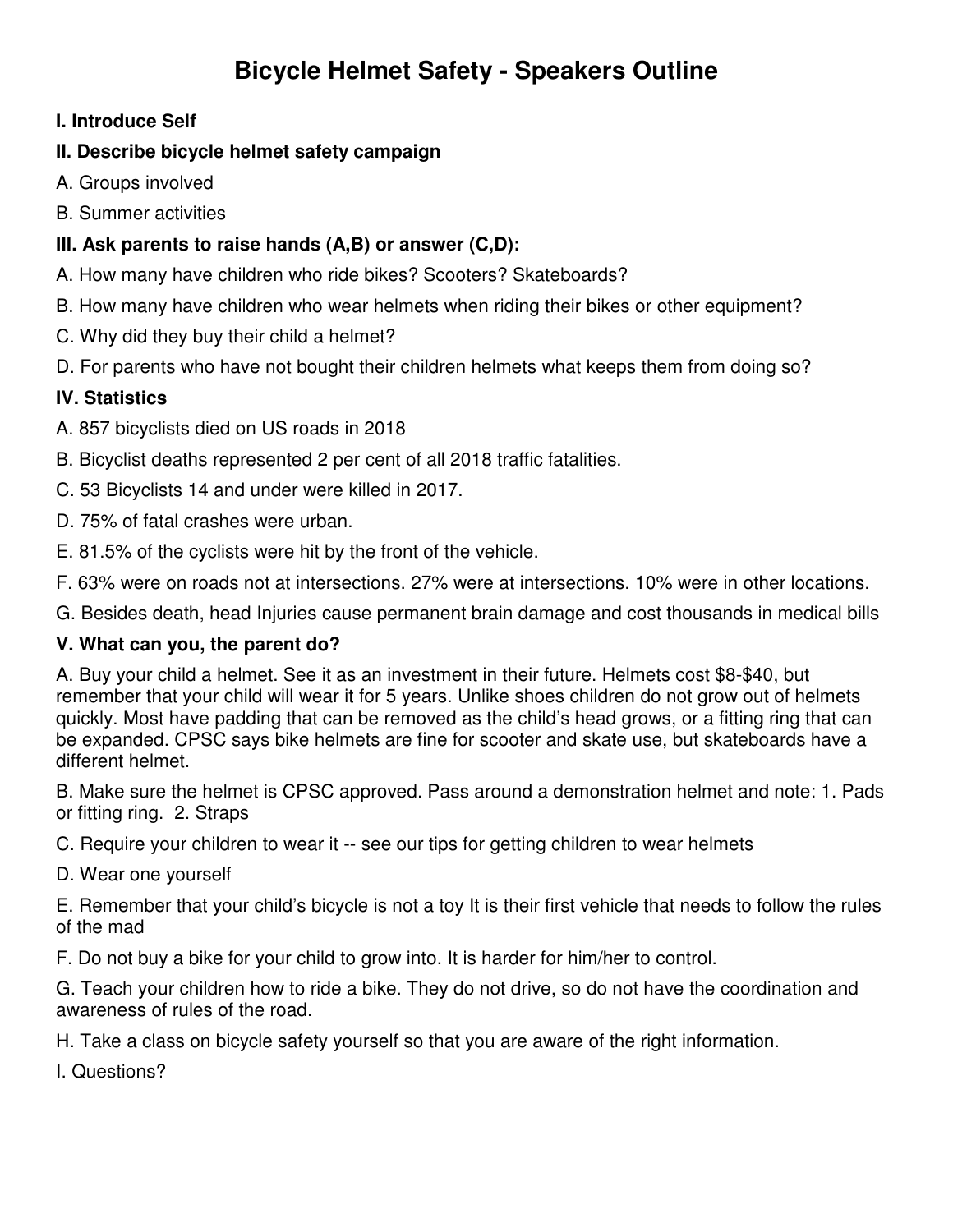# Bicycle Helmet Safety - Speakers Outline

**I. Introduce Self**

**II. Describe bicycle helmet safety campaign**

A. Groups involved

B. Summer activities

**III. Ask parents to raise hands (A,B) or answer (C,D):**

A. How many have children who ride bikes? Scooters? Skateboards?

B. How many have children who wear helmets when riding their bikes or other equipment?

C. Why did they buy their child a helmet?

D. For parents who have not bought their children helmets what keeps them from doing so?

**IV. Statistics**

A. 857 bicyclists died on US roads in 2018

B. Bicyclist deaths represented 2 per cent of all 2018 traffic fatalities.

C. 53 Bicyclists 14 and under were killed in 2017.

D. 75% of fatal crashes were urban.

E. 81.5% of the cyclists were hit by the front of the vehicle.

F. 63% were on roads not at intersections. 27% were at intersections. 10% were in other locations.

G. Besides death, head Injuries cause permanent brain damage and cost thousands in medical bills

**V. What can you, the parent do?**

A. Buy your child a helmet. See it as an investment in their future. Helmets cost $8-$40, but remember that your child will wear it for 5 years. Unlike shoes children do not grow out of helmets quickly. Most have padding that can be removed as the child's head grows, or a fitting ring that can be expanded. CPSC says bike helmets are fine for scooter and skate use, but skateboards have a different helmet.

B. Make sure the helmet is CPSC approved. Pass around a demonstration helmet and note: 1. Pads or fitting ring. 2. Straps

C. Require your children to wear it -- see our tips for getting children to wear helmets

D. Wear one yourself

E. Remember that your child's bicycle is not a toy It is their first vehicle that needs to follow the rules of the mad

F. Do not buy a bike for your child to grow into. It is harder for him/her to control.

G. Teach your children how to ride a bike. They do not drive, so do not have the coordination and awareness of rules of the road.

H. Take a class on bicycle safety yourself so that you are aware of the right information.

I. Questions?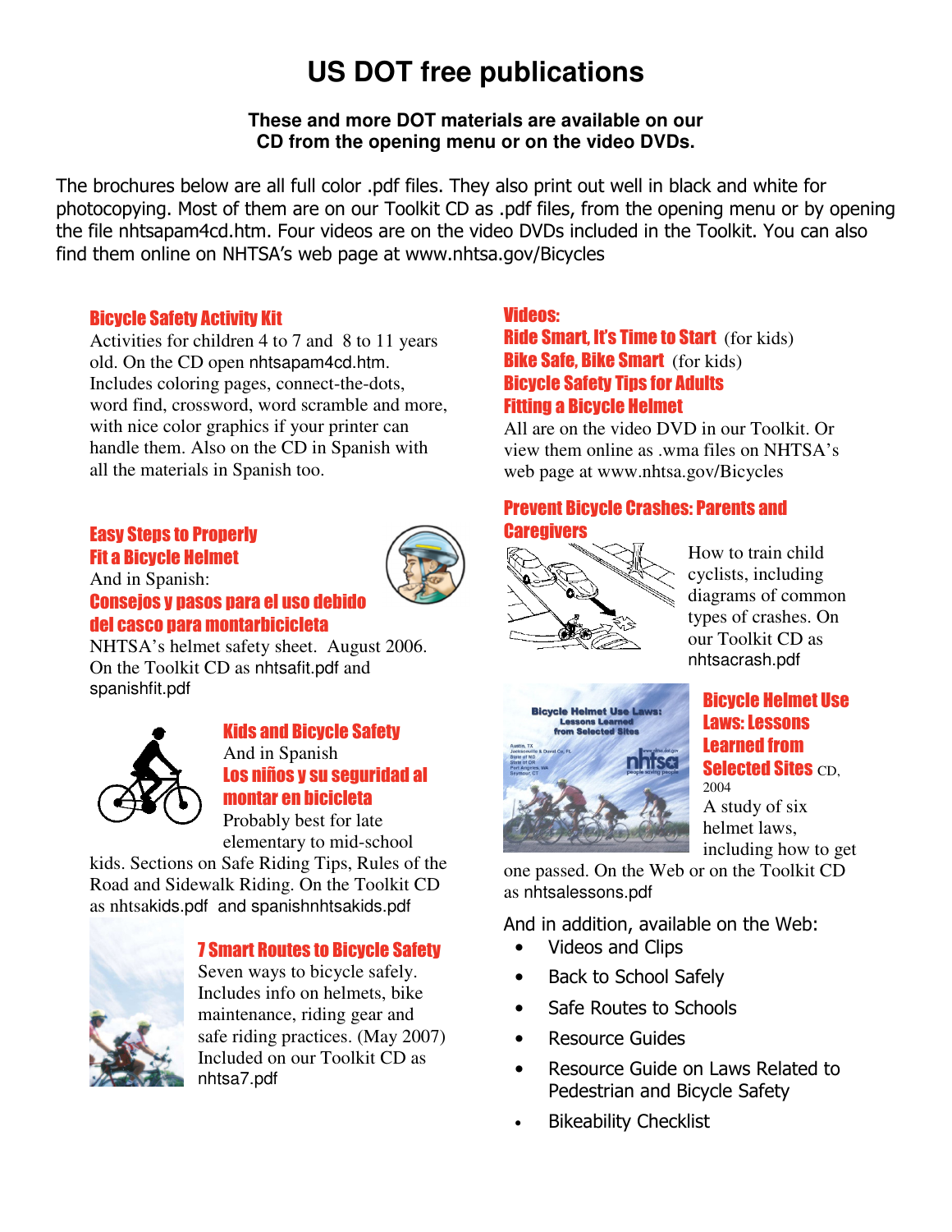# US DOT free publications

**These and more DOT materials are available on our CD from the opening menu or on the video DVDs.**

The brochures below are all full color .pdf files. They also print out well in black and white for photocopying. Most of them are on our Toolkit CD as .pdf files, from the opening menu or by opening the file nhtsapam4cd.htm. Four videos are on the video DVDs included in the Toolkit. You can also find them online on NHTSA's web page at www.nhtsa.gov/Bicycles

### Bicycle Safety Activity Kit

Activities for children 4 to 7 and 8 to 11 years old. On the CD open nhtsapam4cd.htm. Includes coloring pages, connect-the-dots, word find, crossword, word scramble and more, with nice color graphics if your printer can handle them. Also on the CD in Spanish with all the materials in Spanish too.

### Easy Steps to Properly Fit a Bicycle Helmet

And in Spanish:

### Consejos y pasos para el uso debido del casco para montarbicicleta

NHTSA's helmet safety sheet. August 2006. On the Toolkit CD as nhtsafit.pdf and spanishfit.pdf

### Kids and Bicycle Safety

And in Spanish

### Los niños y su seguridad al montar en bicicleta

Probably best for late elementary to mid-school kids. Sections on Safe Riding Tips, Rules of the Road and Sidewalk Riding. On the Toolkit CD as nhtsakids.pdf and spanishnhtsakids.pdf

### 7 Smart Routes to Bicycle Safety

Seven ways to bicycle safely. Includes info on helmets, bike maintenance, riding gear and safe riding practices. (May 2007) Included on our Toolkit CD as nhtsa7.pdf

### Videos:

**Ride Smart, It's Time to Start** (for kids)
**Bike Safe, Bike Smart** (for kids)
**Bicycle Safety Tips for Adults**
**Fitting a Bicycle Helmet**

All are on the video DVD in our Toolkit. Or view them online as .wma files on NHTSA's web page at www.nhtsa.gov/Bicycles

### Prevent Bicycle Crashes: Parents and Caregivers

How to train child cyclists, including diagrams of common types of crashes. On our Toolkit CD as nhtsacrash.pdf

### Bicycle Helmet Use Laws: Lessons Learned from Selected Sites CD, 2004

A study of six helmet laws, including how to get one passed. On the Web or on the Toolkit CD as nhtsalessons.pdf

And in addition, available on the Web:

- Videos and Clips
- Back to School Safely
- Safe Routes to Schools
- Resource Guides
- Resource Guide on Laws Related to Pedestrian and Bicycle Safety
- Bikeability Checklist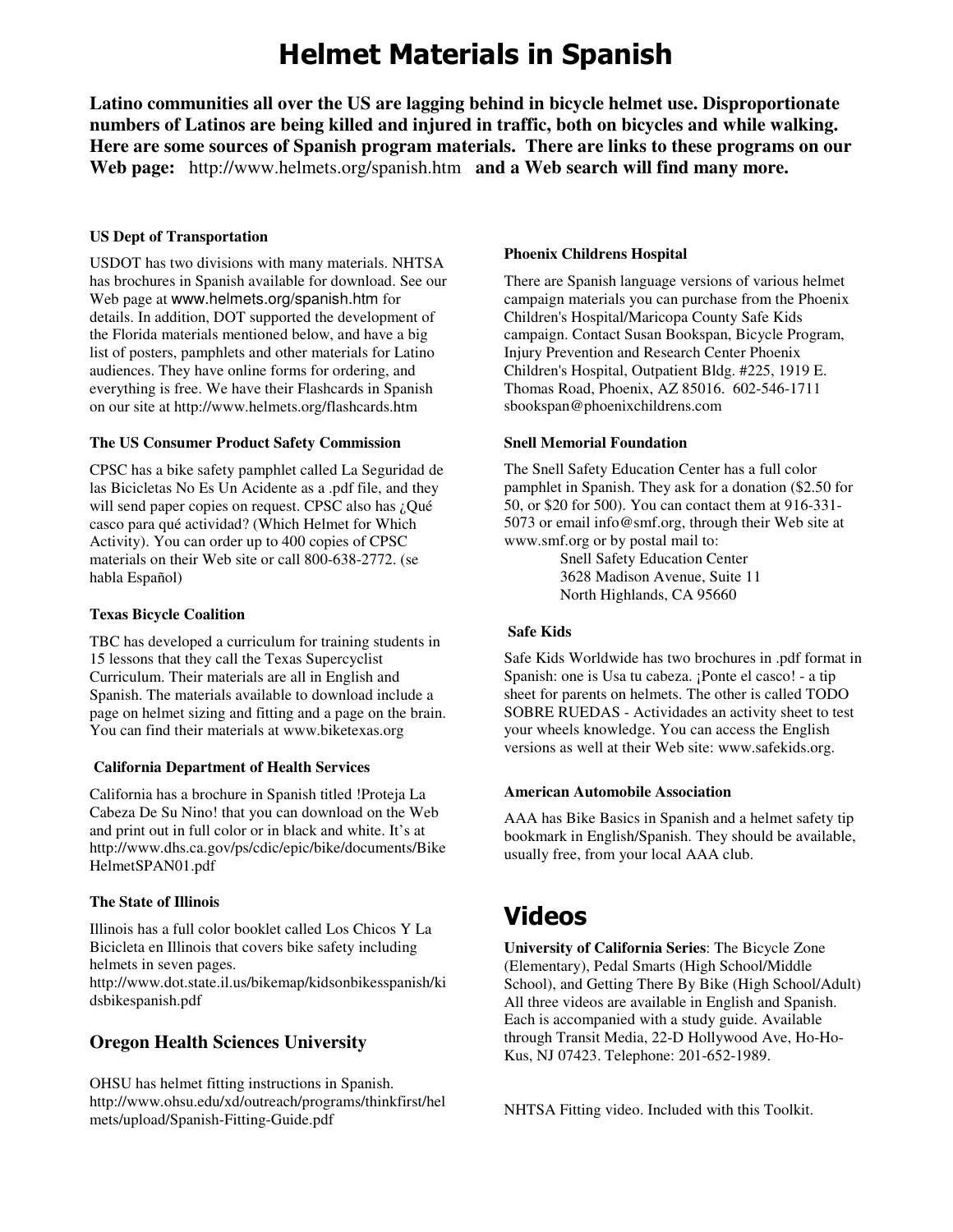# Helmet Materials in Spanish

**Latino communities all over the US are lagging behind in bicycle helmet use. Disproportionate numbers of Latinos are being killed and injured in traffic, both on bicycles and while walking. Here are some sources of Spanish program materials. There are links to these programs on our Web page:** http://www.helmets.org/spanish.htm **and a Web search will find many more.**

#### US Dept of Transportation

USDOT has two divisions with many materials. NHTSA has brochures in Spanish available for download. See our Web page at www.helmets.org/spanish.htm for details. In addition, DOT supported the development of the Florida materials mentioned below, and have a big list of posters, pamphlets and other materials for Latino audiences. They have online forms for ordering, and everything is free. We have their Flashcards in Spanish on our site at http://www.helmets.org/flashcards.htm

#### The US Consumer Product Safety Commission

CPSC has a bike safety pamphlet called La Seguridad de las Bicicletas No Es Un Acidente as a .pdf file, and they will send paper copies on request. CPSC also has ¿Qué casco para qué actividad? (Which Helmet for Which Activity). You can order up to 400 copies of CPSC materials on their Web site or call 800-638-2772. (se habla Español)

#### Texas Bicycle Coalition

TBC has developed a curriculum for training students in 15 lessons that they call the Texas Supercyclist Curriculum. Their materials are all in English and Spanish. The materials available to download include a page on helmet sizing and fitting and a page on the brain. You can find their materials at www.biketexas.org

#### California Department of Health Services

California has a brochure in Spanish titled !Proteja La Cabeza De Su Nino! that you can download on the Web and print out in full color or in black and white. It's at http://www.dhs.ca.gov/ps/cdic/epic/bike/documents/BikeHelmetSPAN01.pdf

#### The State of Illinois

Illinois has a full color booklet called Los Chicos Y La Bicicleta en Illinois that covers bike safety including helmets in seven pages.
http://www.dot.state.il.us/bikemap/kidsonbikesspanish/kidsbikespanish.pdf

### Oregon Health Sciences University

OHSU has helmet fitting instructions in Spanish.
http://www.ohsu.edu/xd/outreach/programs/thinkfirst/helmets/upload/Spanish-Fitting-Guide.pdf

#### Phoenix Childrens Hospital

There are Spanish language versions of various helmet campaign materials you can purchase from the Phoenix Children's Hospital/Maricopa County Safe Kids campaign. Contact Susan Bookspan, Bicycle Program, Injury Prevention and Research Center Phoenix Children's Hospital, Outpatient Bldg. #225, 1919 E. Thomas Road, Phoenix, AZ 85016. 602-546-1711 sbookspan@phoenixchildrens.com

#### Snell Memorial Foundation

The Snell Safety Education Center has a full color pamphlet in Spanish. They ask for a donation ($2.50 for 50, or $20 for 500). You can contact them at 916-331-5073 or email info@smf.org, through their Web site at www.smf.org or by postal mail to:

Snell Safety Education Center
3628 Madison Avenue, Suite 11
North Highlands, CA 95660

#### Safe Kids

Safe Kids Worldwide has two brochures in .pdf format in Spanish: one is Usa tu cabeza. ¡Ponte el casco! - a tip sheet for parents on helmets. The other is called TODO SOBRE RUEDAS - Actividades an activity sheet to test your wheels knowledge. You can access the English versions as well at their Web site: www.safekids.org.

#### American Automobile Association

AAA has Bike Basics in Spanish and a helmet safety tip bookmark in English/Spanish. They should be available, usually free, from your local AAA club.

## Videos

**University of California Series**: The Bicycle Zone (Elementary), Pedal Smarts (High School/Middle School), and Getting There By Bike (High School/Adult) All three videos are available in English and Spanish. Each is accompanied with a study guide. Available through Transit Media, 22-D Hollywood Ave, Ho-Ho-Kus, NJ 07423. Telephone: 201-652-1989.

NHTSA Fitting video. Included with this Toolkit.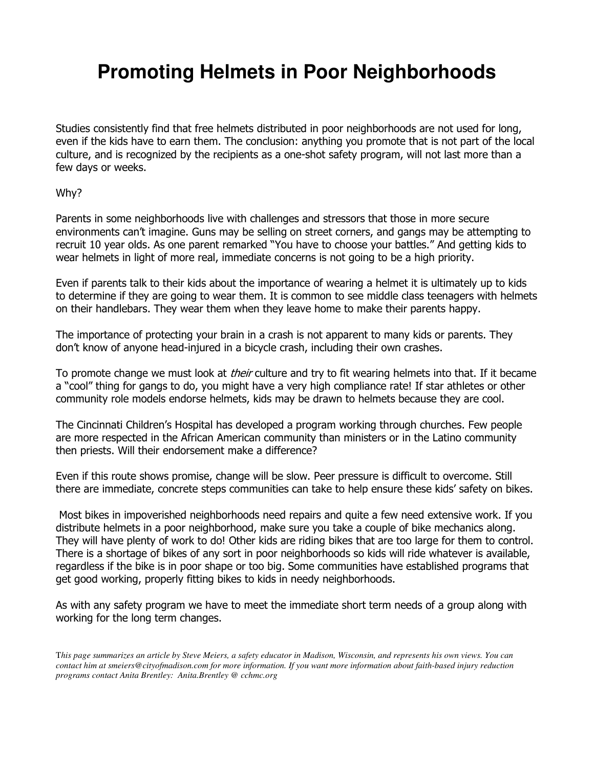# Promoting Helmets in Poor Neighborhoods

Studies consistently find that free helmets distributed in poor neighborhoods are not used for long, even if the kids have to earn them. The conclusion: anything you promote that is not part of the local culture, and is recognized by the recipients as a one-shot safety program, will not last more than a few days or weeks.

Why?

Parents in some neighborhoods live with challenges and stressors that those in more secure environments can't imagine. Guns may be selling on street corners, and gangs may be attempting to recruit 10 year olds. As one parent remarked "You have to choose your battles." And getting kids to wear helmets in light of more real, immediate concerns is not going to be a high priority.

Even if parents talk to their kids about the importance of wearing a helmet it is ultimately up to kids to determine if they are going to wear them. It is common to see middle class teenagers with helmets on their handlebars. They wear them when they leave home to make their parents happy.

The importance of protecting your brain in a crash is not apparent to many kids or parents. They don't know of anyone head-injured in a bicycle crash, including their own crashes.

To promote change we must look at *their* culture and try to fit wearing helmets into that. If it became a "cool" thing for gangs to do, you might have a very high compliance rate! If star athletes or other community role models endorse helmets, kids may be drawn to helmets because they are cool.

The Cincinnati Children's Hospital has developed a program working through churches. Few people are more respected in the African American community than ministers or in the Latino community then priests. Will their endorsement make a difference?

Even if this route shows promise, change will be slow. Peer pressure is difficult to overcome. Still there are immediate, concrete steps communities can take to help ensure these kids' safety on bikes.

Most bikes in impoverished neighborhoods need repairs and quite a few need extensive work. If you distribute helmets in a poor neighborhood, make sure you take a couple of bike mechanics along. They will have plenty of work to do! Other kids are riding bikes that are too large for them to control. There is a shortage of bikes of any sort in poor neighborhoods so kids will ride whatever is available, regardless if the bike is in poor shape or too big. Some communities have established programs that get good working, properly fitting bikes to kids in needy neighborhoods.

As with any safety program we have to meet the immediate short term needs of a group along with working for the long term changes.

*This page summarizes an article by Steve Meiers, a safety educator in Madison, Wisconsin, and represents his own views. You can contact him at smeiers@cityofmadison.com for more information. If you want more information about faith-based injury reduction programs contact Anita Brentley: Anita.Brentley @ cchmc.org*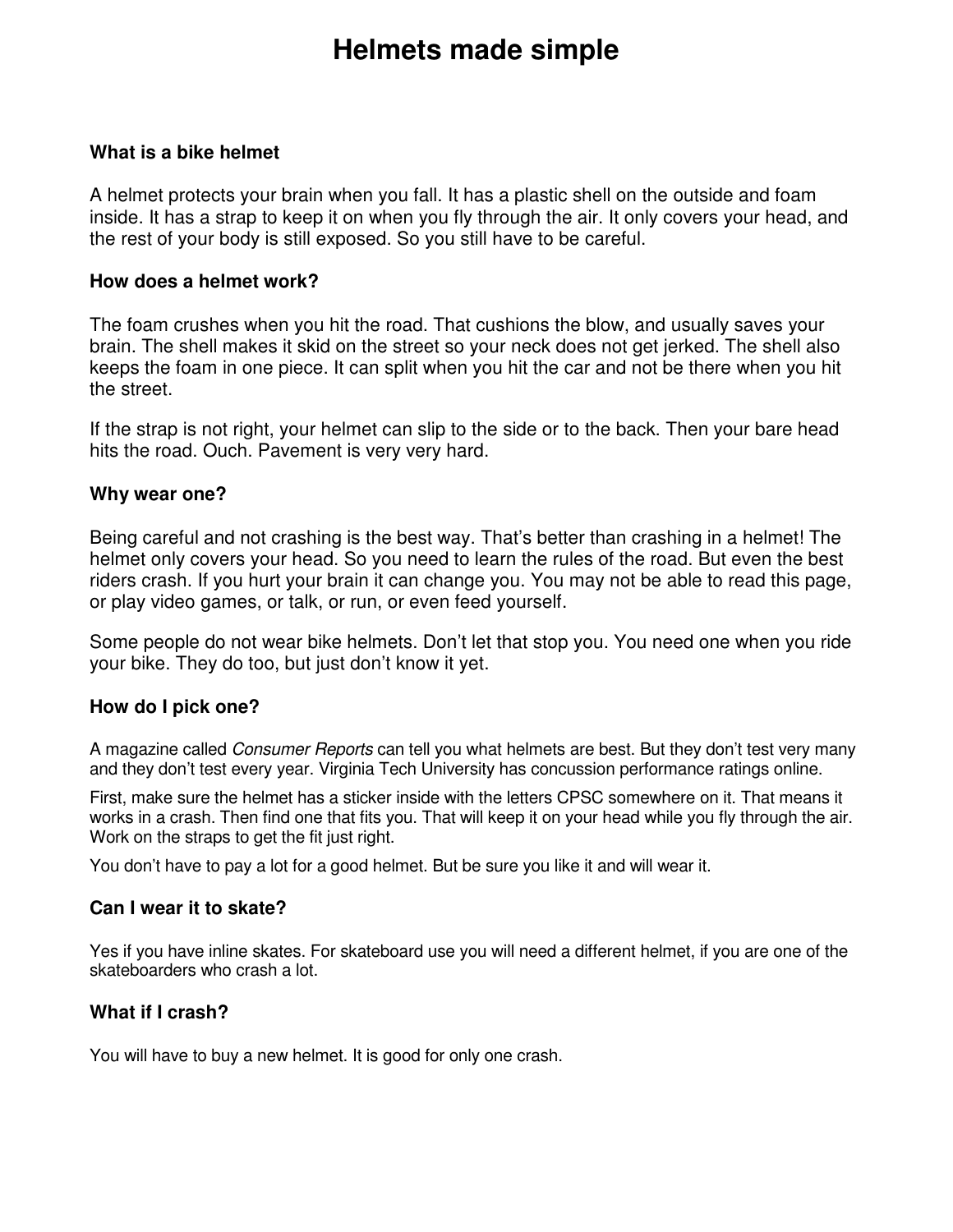# Helmets made simple

### What is a bike helmet

A helmet protects your brain when you fall. It has a plastic shell on the outside and foam inside. It has a strap to keep it on when you fly through the air. It only covers your head, and the rest of your body is still exposed. So you still have to be careful.

### How does a helmet work?

The foam crushes when you hit the road. That cushions the blow, and usually saves your brain. The shell makes it skid on the street so your neck does not get jerked. The shell also keeps the foam in one piece. It can split when you hit the car and not be there when you hit the street.

If the strap is not right, your helmet can slip to the side or to the back. Then your bare head hits the road. Ouch. Pavement is very very hard.

### Why wear one?

Being careful and not crashing is the best way. That's better than crashing in a helmet! The helmet only covers your head. So you need to learn the rules of the road. But even the best riders crash. If you hurt your brain it can change you. You may not be able to read this page, or play video games, or talk, or run, or even feed yourself.

Some people do not wear bike helmets. Don't let that stop you. You need one when you ride your bike. They do too, but just don't know it yet.

### How do I pick one?

A magazine called *Consumer Reports* can tell you what helmets are best. But they don't test very many and they don't test every year. Virginia Tech University has concussion performance ratings online.

First, make sure the helmet has a sticker inside with the letters CPSC somewhere on it. That means it works in a crash. Then find one that fits you. That will keep it on your head while you fly through the air. Work on the straps to get the fit just right.

You don't have to pay a lot for a good helmet. But be sure you like it and will wear it.

### Can I wear it to skate?

Yes if you have inline skates. For skateboard use you will need a different helmet, if you are one of the skateboarders who crash a lot.

### What if I crash?

You will have to buy a new helmet. It is good for only one crash.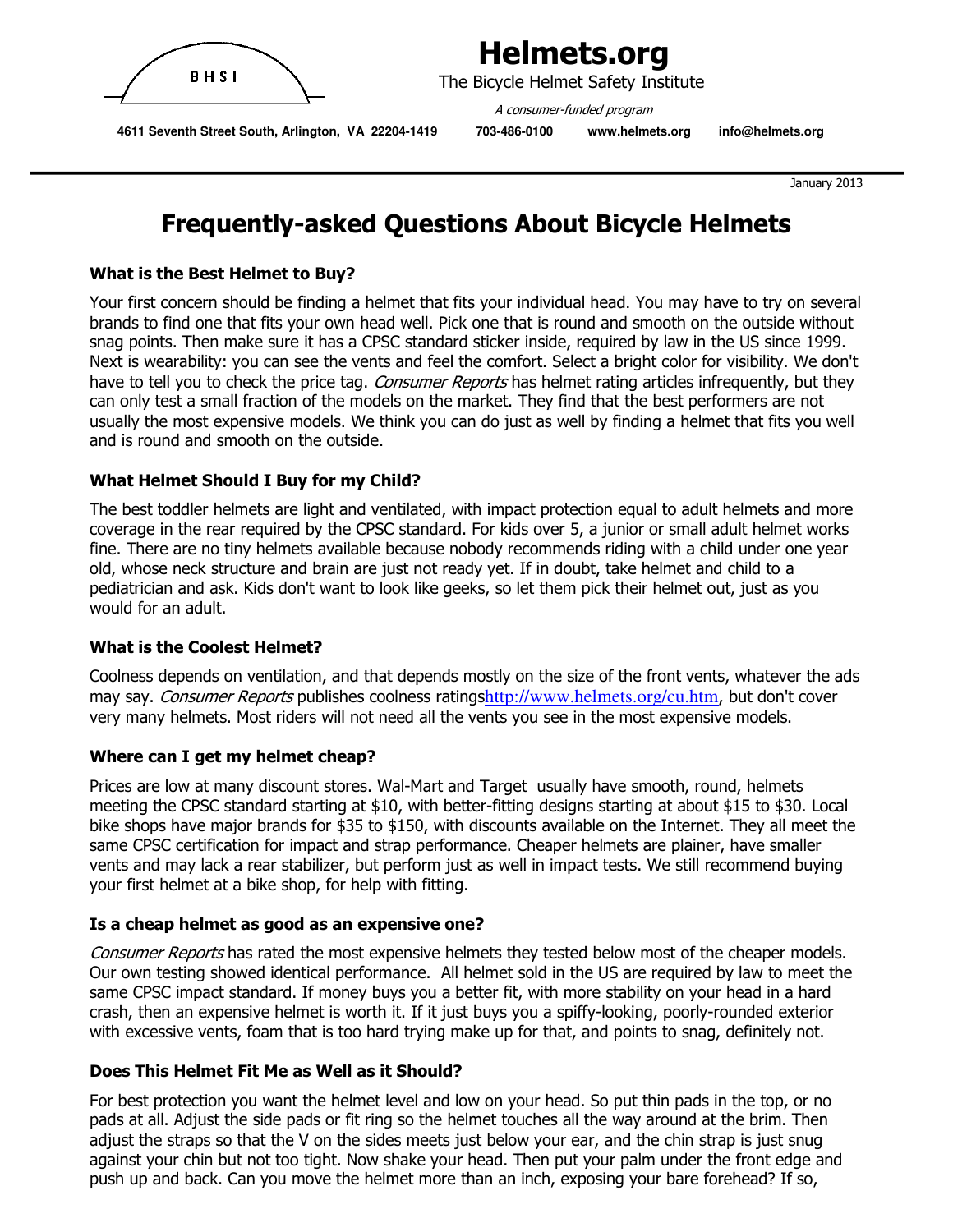BHSI

# Helmets.org

The Bicycle Helmet Safety Institute

*A consumer-funded program*

**4611 Seventh Street South, Arlington, VA 22204-1419** **703-486-0100** **www.helmets.org** **info@helmets.org**

January 2013

## Frequently-asked Questions About Bicycle Helmets

### What is the Best Helmet to Buy?

Your first concern should be finding a helmet that fits your individual head. You may have to try on several brands to find one that fits your own head well. Pick one that is round and smooth on the outside without snag points. Then make sure it has a CPSC standard sticker inside, required by law in the US since 1999. Next is wearability: you can see the vents and feel the comfort. Select a bright color for visibility. We don't have to tell you to check the price tag. *Consumer Reports* has helmet rating articles infrequently, but they can only test a small fraction of the models on the market. They find that the best performers are not usually the most expensive models. We think you can do just as well by finding a helmet that fits you well and is round and smooth on the outside.

### What Helmet Should I Buy for my Child?

The best toddler helmets are light and ventilated, with impact protection equal to adult helmets and more coverage in the rear required by the CPSC standard. For kids over 5, a junior or small adult helmet works fine. There are no tiny helmets available because nobody recommends riding with a child under one year old, whose neck structure and brain are just not ready yet. If in doubt, take helmet and child to a pediatrician and ask. Kids don't want to look like geeks, so let them pick their helmet out, just as you would for an adult.

### What is the Coolest Helmet?

Coolness depends on ventilation, and that depends mostly on the size of the front vents, whatever the ads may say. *Consumer Reports* publishes coolness ratingshttp://www.helmets.org/cu.htm, but don't cover very many helmets. Most riders will not need all the vents you see in the most expensive models.

### Where can I get my helmet cheap?

Prices are low at many discount stores. Wal-Mart and Target usually have smooth, round, helmets meeting the CPSC standard starting at $10, with better-fitting designs starting at about $15 to $30. Local bike shops have major brands for $35 to $150, with discounts available on the Internet. They all meet the same CPSC certification for impact and strap performance. Cheaper helmets are plainer, have smaller vents and may lack a rear stabilizer, but perform just as well in impact tests. We still recommend buying your first helmet at a bike shop, for help with fitting.

### Is a cheap helmet as good as an expensive one?

*Consumer Reports* has rated the most expensive helmets they tested below most of the cheaper models. Our own testing showed identical performance. All helmet sold in the US are required by law to meet the same CPSC impact standard. If money buys you a better fit, with more stability on your head in a hard crash, then an expensive helmet is worth it. If it just buys you a spiffy-looking, poorly-rounded exterior with excessive vents, foam that is too hard trying make up for that, and points to snag, definitely not.

### Does This Helmet Fit Me as Well as it Should?

For best protection you want the helmet level and low on your head. So put thin pads in the top, or no pads at all. Adjust the side pads or fit ring so the helmet touches all the way around at the brim. Then adjust the straps so that the V on the sides meets just below your ear, and the chin strap is just snug against your chin but not too tight. Now shake your head. Then put your palm under the front edge and push up and back. Can you move the helmet more than an inch, exposing your bare forehead? If so,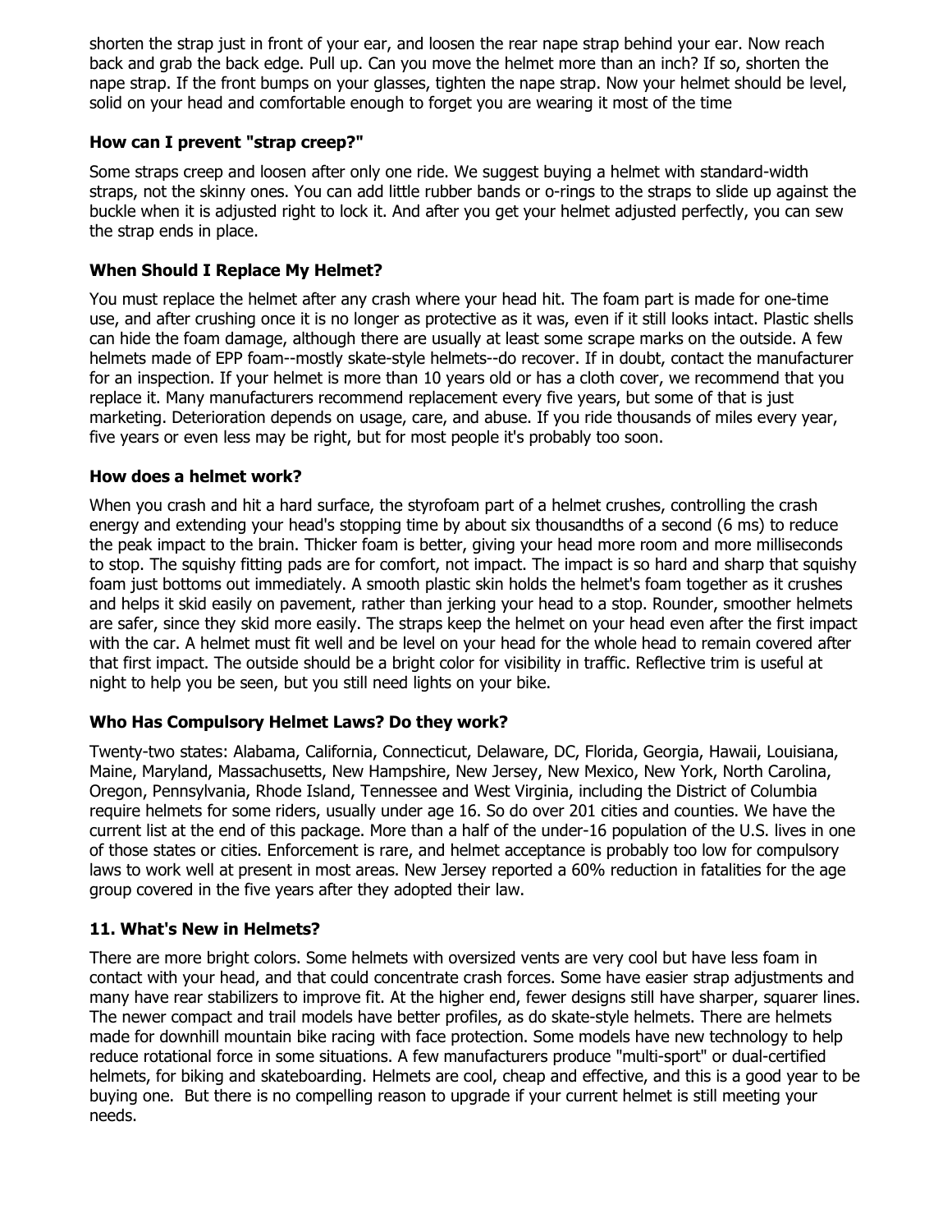shorten the strap just in front of your ear, and loosen the rear nape strap behind your ear. Now reach back and grab the back edge. Pull up. Can you move the helmet more than an inch? If so, shorten the nape strap. If the front bumps on your glasses, tighten the nape strap. Now your helmet should be level, solid on your head and comfortable enough to forget you are wearing it most of the time

### How can I prevent "strap creep?"

Some straps creep and loosen after only one ride. We suggest buying a helmet with standard-width straps, not the skinny ones. You can add little rubber bands or o-rings to the straps to slide up against the buckle when it is adjusted right to lock it. And after you get your helmet adjusted perfectly, you can sew the strap ends in place.

### When Should I Replace My Helmet?

You must replace the helmet after any crash where your head hit. The foam part is made for one-time use, and after crushing once it is no longer as protective as it was, even if it still looks intact. Plastic shells can hide the foam damage, although there are usually at least some scrape marks on the outside. A few helmets made of EPP foam--mostly skate-style helmets--do recover. If in doubt, contact the manufacturer for an inspection. If your helmet is more than 10 years old or has a cloth cover, we recommend that you replace it. Many manufacturers recommend replacement every five years, but some of that is just marketing. Deterioration depends on usage, care, and abuse. If you ride thousands of miles every year, five years or even less may be right, but for most people it's probably too soon.

### How does a helmet work?

When you crash and hit a hard surface, the styrofoam part of a helmet crushes, controlling the crash energy and extending your head's stopping time by about six thousandths of a second (6 ms) to reduce the peak impact to the brain. Thicker foam is better, giving your head more room and more milliseconds to stop. The squishy fitting pads are for comfort, not impact. The impact is so hard and sharp that squishy foam just bottoms out immediately. A smooth plastic skin holds the helmet's foam together as it crushes and helps it skid easily on pavement, rather than jerking your head to a stop. Rounder, smoother helmets are safer, since they skid more easily. The straps keep the helmet on your head even after the first impact with the car. A helmet must fit well and be level on your head for the whole head to remain covered after that first impact. The outside should be a bright color for visibility in traffic. Reflective trim is useful at night to help you be seen, but you still need lights on your bike.

### Who Has Compulsory Helmet Laws? Do they work?

Twenty-two states: Alabama, California, Connecticut, Delaware, DC, Florida, Georgia, Hawaii, Louisiana, Maine, Maryland, Massachusetts, New Hampshire, New Jersey, New Mexico, New York, North Carolina, Oregon, Pennsylvania, Rhode Island, Tennessee and West Virginia, including the District of Columbia require helmets for some riders, usually under age 16. So do over 201 cities and counties. We have the current list at the end of this package. More than a half of the under-16 population of the U.S. lives in one of those states or cities. Enforcement is rare, and helmet acceptance is probably too low for compulsory laws to work well at present in most areas. New Jersey reported a 60% reduction in fatalities for the age group covered in the five years after they adopted their law.

### 11. What's New in Helmets?

There are more bright colors. Some helmets with oversized vents are very cool but have less foam in contact with your head, and that could concentrate crash forces. Some have easier strap adjustments and many have rear stabilizers to improve fit. At the higher end, fewer designs still have sharper, squarer lines. The newer compact and trail models have better profiles, as do skate-style helmets. There are helmets made for downhill mountain bike racing with face protection. Some models have new technology to help reduce rotational force in some situations. A few manufacturers produce "multi-sport" or dual-certified helmets, for biking and skateboarding. Helmets are cool, cheap and effective, and this is a good year to be buying one. But there is no compelling reason to upgrade if your current helmet is still meeting your needs.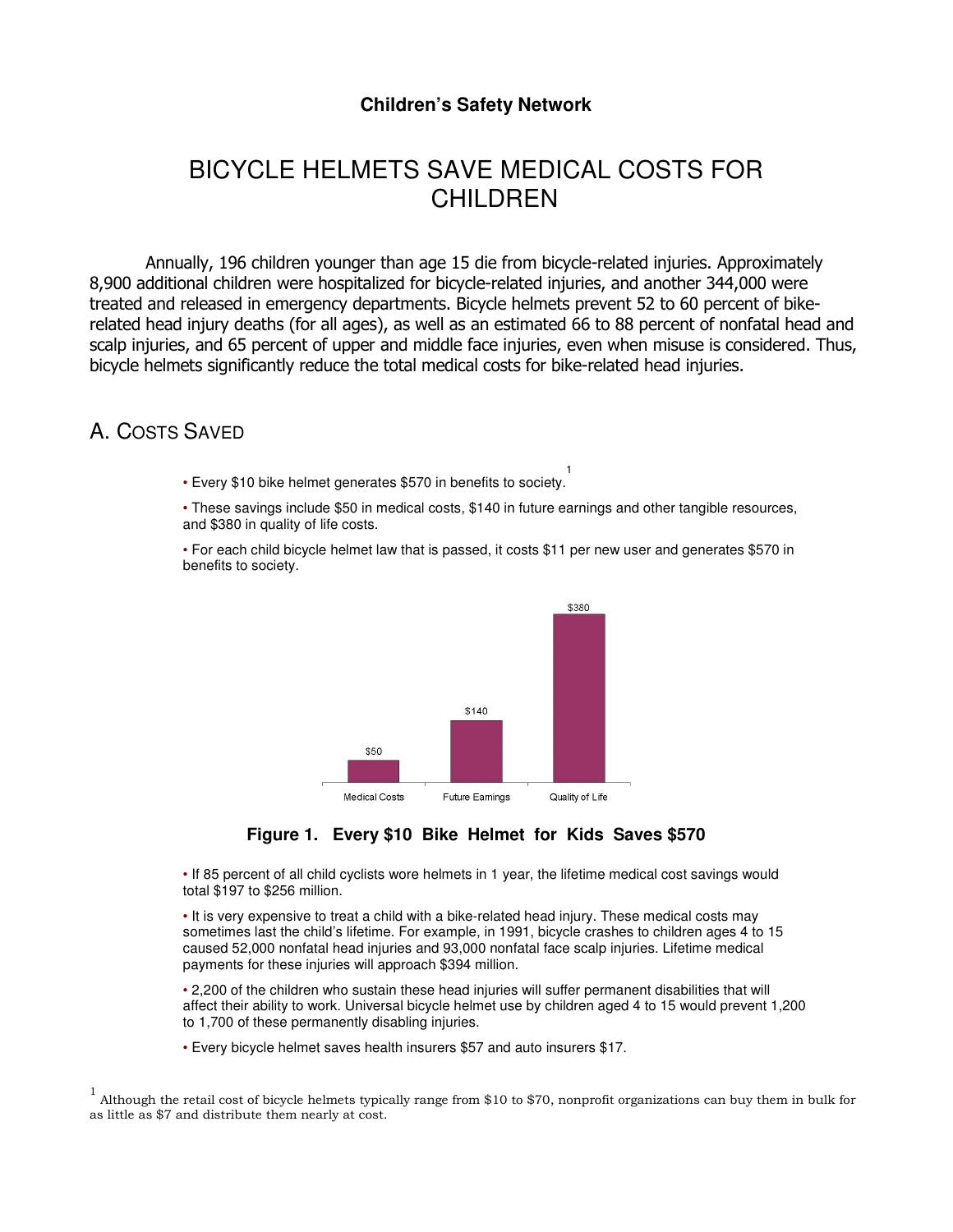**Children's Safety Network**

# BICYCLE HELMETS SAVE MEDICAL COSTS FOR CHILDREN

Annually, 196 children younger than age 15 die from bicycle-related injuries. Approximately 8,900 additional children were hospitalized for bicycle-related injuries, and another 344,000 were treated and released in emergency departments. Bicycle helmets prevent 52 to 60 percent of bike-related head injury deaths (for all ages), as well as an estimated 66 to 88 percent of nonfatal head and scalp injuries, and 65 percent of upper and middle face injuries, even when misuse is considered. Thus, bicycle helmets significantly reduce the total medical costs for bike-related head injuries.

## A. Costs Saved

- Every $10 bike helmet generates $570 in benefits to society.[1]
- These savings include $50 in medical costs, $140 in future earnings and other tangible resources, and $380 in quality of life costs.
- For each child bicycle helmet law that is passed, it costs $11 per new user and generates $570 in benefits to society.

| Medical Costs | Future Earnings | Quality of Life |
|---|---|---|
| $50 | $140 | $380 |

**Figure 1. Every $10 Bike Helmet for Kids Saves $570**

- If 85 percent of all child cyclists wore helmets in 1 year, the lifetime medical cost savings would total $197 to $256 million.
- It is very expensive to treat a child with a bike-related head injury. These medical costs may sometimes last the child's lifetime. For example, in 1991, bicycle crashes to children ages 4 to 15 caused 52,000 nonfatal head injuries and 93,000 nonfatal face scalp injuries. Lifetime medical payments for these injuries will approach $394 million.
- 2,200 of the children who sustain these head injuries will suffer permanent disabilities that will affect their ability to work. Universal bicycle helmet use by children aged 4 to 15 would prevent 1,200 to 1,700 of these permanently disabling injuries.
- Every bicycle helmet saves health insurers $57 and auto insurers $17.

[1] Although the retail cost of bicycle helmets typically range from $10 to $70, nonprofit organizations can buy them in bulk for as little as $7 and distribute them nearly at cost.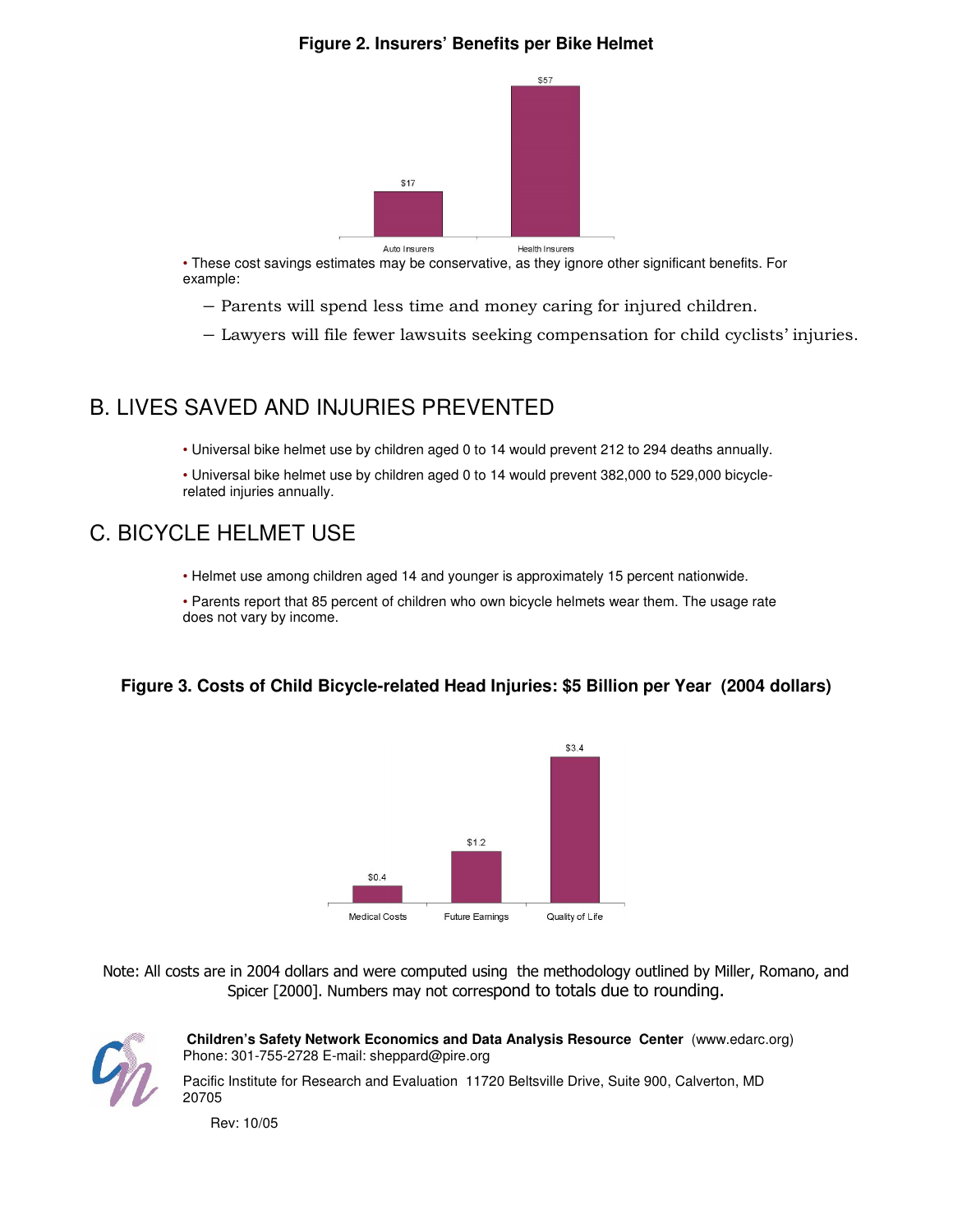**Figure 2. Insurers' Benefits per Bike Helmet**

| | Auto Insurers | Health Insurers |
|---|---|---|
| Benefit | $17 | $57 |

- These cost savings estimates may be conservative, as they ignore other significant benefits. For example:
  - Parents will spend less time and money caring for injured children.
  - Lawyers will file fewer lawsuits seeking compensation for child cyclists' injuries.

## B. LIVES SAVED AND INJURIES PREVENTED

- Universal bike helmet use by children aged 0 to 14 would prevent 212 to 294 deaths annually.
- Universal bike helmet use by children aged 0 to 14 would prevent 382,000 to 529,000 bicycle-related injuries annually.

## C. BICYCLE HELMET USE

- Helmet use among children aged 14 and younger is approximately 15 percent nationwide.
- Parents report that 85 percent of children who own bicycle helmets wear them. The usage rate does not vary by income.

**Figure 3. Costs of Child Bicycle-related Head Injuries: $5 Billion per Year (2004 dollars)**

| | Medical Costs | Future Earnings | Quality of Life |
|---|---|---|---|
| Cost | $0.4 | $1.2 | $3.4 |

Note: All costs are in 2004 dollars and were computed using the methodology outlined by Miller, Romano, and Spicer [2000]. Numbers may not correspond to totals due to rounding.

**Children's Safety Network Economics and Data Analysis Resource Center** (www.edarc.org)
Phone: 301-755-2728 E-mail: sheppard@pire.org

Pacific Institute for Research and Evaluation 11720 Beltsville Drive, Suite 900, Calverton, MD 20705

Rev: 10/05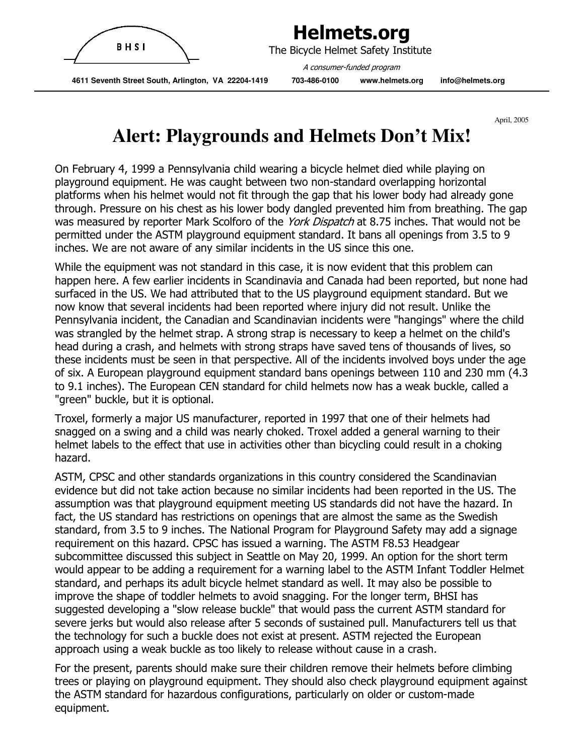BHSI

# Helmets.org

The Bicycle Helmet Safety Institute

*A consumer-funded program*

**4611 Seventh Street South, Arlington, VA 22204-1419 703-486-0100 www.helmets.org info@helmets.org**

April, 2005

# Alert: Playgrounds and Helmets Don't Mix!

On February 4, 1999 a Pennsylvania child wearing a bicycle helmet died while playing on playground equipment. He was caught between two non-standard overlapping horizontal platforms when his helmet would not fit through the gap that his lower body had already gone through. Pressure on his chest as his lower body dangled prevented him from breathing. The gap was measured by reporter Mark Scolforo of the *York Dispatch* at 8.75 inches. That would not be permitted under the ASTM playground equipment standard. It bans all openings from 3.5 to 9 inches. We are not aware of any similar incidents in the US since this one.

While the equipment was not standard in this case, it is now evident that this problem can happen here. A few earlier incidents in Scandinavia and Canada had been reported, but none had surfaced in the US. We had attributed that to the US playground equipment standard. But we now know that several incidents had been reported where injury did not result. Unlike the Pennsylvania incident, the Canadian and Scandinavian incidents were "hangings" where the child was strangled by the helmet strap. A strong strap is necessary to keep a helmet on the child's head during a crash, and helmets with strong straps have saved tens of thousands of lives, so these incidents must be seen in that perspective. All of the incidents involved boys under the age of six. A European playground equipment standard bans openings between 110 and 230 mm (4.3 to 9.1 inches). The European CEN standard for child helmets now has a weak buckle, called a "green" buckle, but it is optional.

Troxel, formerly a major US manufacturer, reported in 1997 that one of their helmets had snagged on a swing and a child was nearly choked. Troxel added a general warning to their helmet labels to the effect that use in activities other than bicycling could result in a choking hazard.

ASTM, CPSC and other standards organizations in this country considered the Scandinavian evidence but did not take action because no similar incidents had been reported in the US. The assumption was that playground equipment meeting US standards did not have the hazard. In fact, the US standard has restrictions on openings that are almost the same as the Swedish standard, from 3.5 to 9 inches. The National Program for Playground Safety may add a signage requirement on this hazard. CPSC has issued a warning. The ASTM F8.53 Headgear subcommittee discussed this subject in Seattle on May 20, 1999. An option for the short term would appear to be adding a requirement for a warning label to the ASTM Infant Toddler Helmet standard, and perhaps its adult bicycle helmet standard as well. It may also be possible to improve the shape of toddler helmets to avoid snagging. For the longer term, BHSI has suggested developing a "slow release buckle" that would pass the current ASTM standard for severe jerks but would also release after 5 seconds of sustained pull. Manufacturers tell us that the technology for such a buckle does not exist at present. ASTM rejected the European approach using a weak buckle as too likely to release without cause in a crash.

For the present, parents should make sure their children remove their helmets before climbing trees or playing on playground equipment. They should also check playground equipment against the ASTM standard for hazardous configurations, particularly on older or custom-made equipment.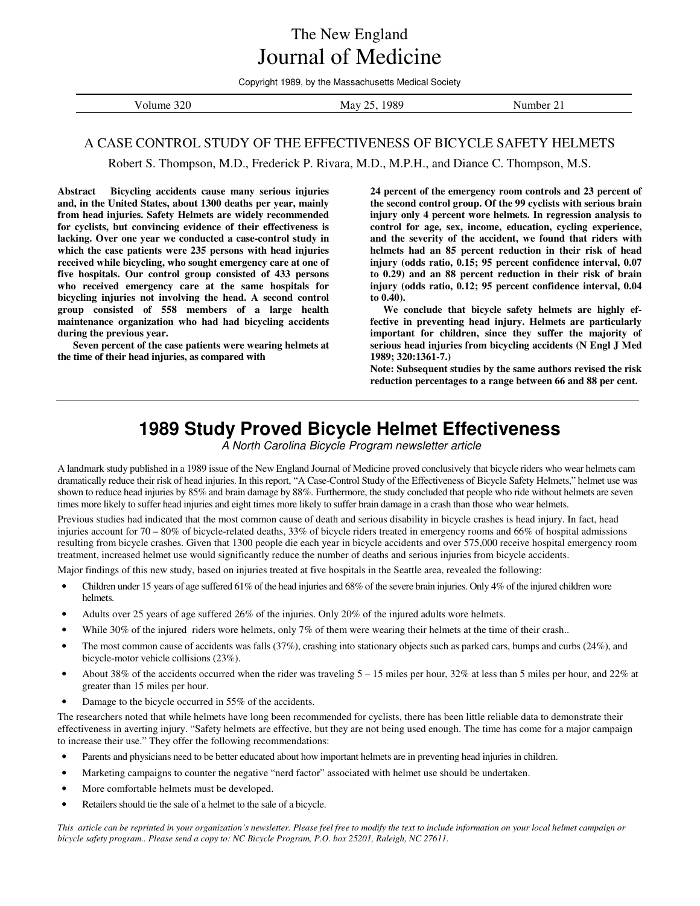# The New England Journal of Medicine

Copyright 1989, by the Massachusetts Medical Society

Volume 320 | May 25, 1989 | Number 21

## A CASE CONTROL STUDY OF THE EFFECTIVENESS OF BICYCLE SAFETY HELMETS

Robert S. Thompson, M.D., Frederick P. Rivara, M.D., M.P.H., and Diance C. Thompson, M.S.

**Abstract Bicycling accidents cause many serious injuries and, in the United States, about 1300 deaths per year, mainly from head injuries. Safety Helmets are widely recommended for cyclists, but convincing evidence of their effectiveness is lacking. Over one year we conducted a case-control study in which the case patients were 235 persons with head injuries received while bicycling, who sought emergency care at one of five hospitals. Our control group consisted of 433 persons who received emergency care at the same hospitals for bicycling injuries not involving the head. A second control group consisted of 558 members of a large health maintenance organization who had had bicycling accidents during the previous year.**

**Seven percent of the case patients were wearing helmets at the time of their head injuries, as compared with 24 percent of the emergency room controls and 23 percent of the second control group. Of the 99 cyclists with serious brain injury only 4 percent wore helmets. In regression analysis to control for age, sex, income, education, cycling experience, and the severity of the accident, we found that riders with helmets had an 85 percent reduction in their risk of head injury (odds ratio, 0.15; 95 percent confidence interval, 0.07 to 0.29) and an 88 percent reduction in their risk of brain injury (odds ratio, 0.12; 95 percent confidence interval, 0.04 to 0.40).**

**We conclude that bicycle safety helmets are highly effective in preventing head injury. Helmets are particularly important for children, since they suffer the majority of serious head injuries from bicycling accidents (N Engl J Med 1989; 320:1361-7.)**

**Note: Subsequent studies by the same authors revised the risk reduction percentages to a range between 66 and 88 per cent.**

---

# 1989 Study Proved Bicycle Helmet Effectiveness

*A North Carolina Bicycle Program newsletter article*

A landmark study published in a 1989 issue of the New England Journal of Medicine proved conclusively that bicycle riders who wear helmets cam dramatically reduce their risk of head injuries. In this report, "A Case-Control Study of the Effectiveness of Bicycle Safety Helmets," helmet use was shown to reduce head injuries by 85% and brain damage by 88%. Furthermore, the study concluded that people who ride without helmets are seven times more likely to suffer head injuries and eight times more likely to suffer brain damage in a crash than those who wear helmets.

Previous studies had indicated that the most common cause of death and serious disability in bicycle crashes is head injury. In fact, head injuries account for 70 – 80% of bicycle-related deaths, 33% of bicycle riders treated in emergency rooms and 66% of hospital admissions resulting from bicycle crashes. Given that 1300 people die each year in bicycle accidents and over 575,000 receive hospital emergency room treatment, increased helmet use would significantly reduce the number of deaths and serious injuries from bicycle accidents.

Major findings of this new study, based on injuries treated at five hospitals in the Seattle area, revealed the following:

- Children under 15 years of age suffered 61% of the head injuries and 68% of the severe brain injuries. Only 4% of the injured children wore helmets.
- Adults over 25 years of age suffered 26% of the injuries. Only 20% of the injured adults wore helmets.
- While 30% of the injured riders wore helmets, only 7% of them were wearing their helmets at the time of their crash..
- The most common cause of accidents was falls (37%), crashing into stationary objects such as parked cars, bumps and curbs (24%), and bicycle-motor vehicle collisions (23%).
- About 38% of the accidents occurred when the rider was traveling 5 – 15 miles per hour, 32% at less than 5 miles per hour, and 22% at greater than 15 miles per hour.
- Damage to the bicycle occurred in 55% of the accidents.

The researchers noted that while helmets have long been recommended for cyclists, there has been little reliable data to demonstrate their effectiveness in averting injury. "Safety helmets are effective, but they are not being used enough. The time has come for a major campaign to increase their use." They offer the following recommendations:

- Parents and physicians need to be better educated about how important helmets are in preventing head injuries in children.
- Marketing campaigns to counter the negative "nerd factor" associated with helmet use should be undertaken.
- More comfortable helmets must be developed.
- Retailers should tie the sale of a helmet to the sale of a bicycle.

*This article can be reprinted in your organization's newsletter. Please feel free to modify the text to include information on your local helmet campaign or bicycle safety program.. Please send a copy to: NC Bicycle Program, P.O. box 25201, Raleigh, NC 27611.*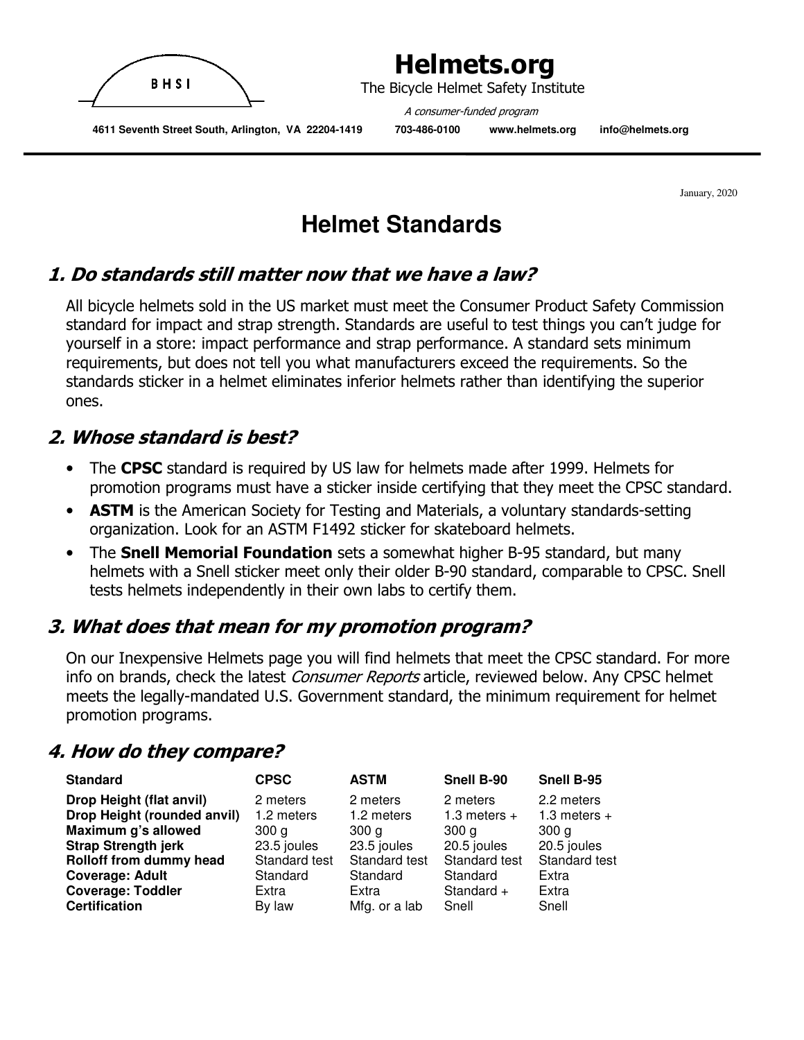# Helmets.org

The Bicycle Helmet Safety Institute

*A consumer-funded program*

**4611 Seventh Street South, Arlington, VA 22204-1419 703-486-0100 www.helmets.org info@helmets.org**

January, 2020

# Helmet Standards

## 1. Do standards still matter now that we have a law?

All bicycle helmets sold in the US market must meet the Consumer Product Safety Commission standard for impact and strap strength. Standards are useful to test things you can't judge for yourself in a store: impact performance and strap performance. A standard sets minimum requirements, but does not tell you what manufacturers exceed the requirements. So the standards sticker in a helmet eliminates inferior helmets rather than identifying the superior ones.

## 2. Whose standard is best?

- The **CPSC** standard is required by US law for helmets made after 1999. Helmets for promotion programs must have a sticker inside certifying that they meet the CPSC standard.
- **ASTM** is the American Society for Testing and Materials, a voluntary standards-setting organization. Look for an ASTM F1492 sticker for skateboard helmets.
- The **Snell Memorial Foundation** sets a somewhat higher B-95 standard, but many helmets with a Snell sticker meet only their older B-90 standard, comparable to CPSC. Snell tests helmets independently in their own labs to certify them.

## 3. What does that mean for my promotion program?

On our Inexpensive Helmets page you will find helmets that meet the CPSC standard. For more info on brands, check the latest *Consumer Reports* article, reviewed below. Any CPSC helmet meets the legally-mandated U.S. Government standard, the minimum requirement for helmet promotion programs.

## 4. How do they compare?

| Standard | CPSC | ASTM | Snell B-90 | Snell B-95 |
|---|---|---|---|---|
| **Drop Height (flat anvil)** | 2 meters | 2 meters | 2 meters | 2.2 meters |
| **Drop Height (rounded anvil)** | 1.2 meters | 1.2 meters | 1.3 meters + | 1.3 meters + |
| **Maximum g's allowed** | 300 g | 300 g | 300 g | 300 g |
| **Strap Strength jerk** | 23.5 joules | 23.5 joules | 20.5 joules | 20.5 joules |
| **Rolloff from dummy head** | Standard test | Standard test | Standard test | Standard test |
| **Coverage: Adult** | Standard | Standard | Standard | Extra |
| **Coverage: Toddler** | Extra | Extra | Standard + | Extra |
| **Certification** | By law | Mfg. or a lab | Snell | Snell |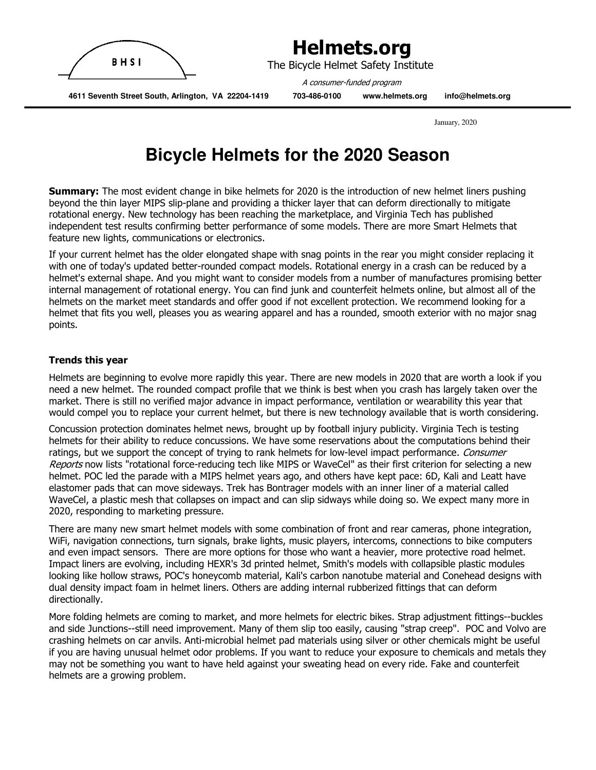# Helmets.org

The Bicycle Helmet Safety Institute

*A consumer-funded program*

**4611 Seventh Street South, Arlington, VA 22204-1419 703-486-0100 www.helmets.org info@helmets.org**

January, 2020

# Bicycle Helmets for the 2020 Season

**Summary:** The most evident change in bike helmets for 2020 is the introduction of new helmet liners pushing beyond the thin layer MIPS slip-plane and providing a thicker layer that can deform directionally to mitigate rotational energy. New technology has been reaching the marketplace, and Virginia Tech has published independent test results confirming better performance of some models. There are more Smart Helmets that feature new lights, communications or electronics.

If your current helmet has the older elongated shape with snag points in the rear you might consider replacing it with one of today's updated better-rounded compact models. Rotational energy in a crash can be reduced by a helmet's external shape. And you might want to consider models from a number of manufactures promising better internal management of rotational energy. You can find junk and counterfeit helmets online, but almost all of the helmets on the market meet standards and offer good if not excellent protection. We recommend looking for a helmet that fits you well, pleases you as wearing apparel and has a rounded, smooth exterior with no major snag points.

### Trends this year

Helmets are beginning to evolve more rapidly this year. There are new models in 2020 that are worth a look if you need a new helmet. The rounded compact profile that we think is best when you crash has largely taken over the market. There is still no verified major advance in impact performance, ventilation or wearability this year that would compel you to replace your current helmet, but there is new technology available that is worth considering.

Concussion protection dominates helmet news, brought up by football injury publicity. Virginia Tech is testing helmets for their ability to reduce concussions. We have some reservations about the computations behind their ratings, but we support the concept of trying to rank helmets for low-level impact performance. *Consumer Reports* now lists "rotational force-reducing tech like MIPS or WaveCel" as their first criterion for selecting a new helmet. POC led the parade with a MIPS helmet years ago, and others have kept pace: 6D, Kali and Leatt have elastomer pads that can move sideways. Trek has Bontrager models with an inner liner of a material called WaveCel, a plastic mesh that collapses on impact and can slip sidways while doing so. We expect many more in 2020, responding to marketing pressure.

There are many new smart helmet models with some combination of front and rear cameras, phone integration, WiFi, navigation connections, turn signals, brake lights, music players, intercoms, connections to bike computers and even impact sensors. There are more options for those who want a heavier, more protective road helmet. Impact liners are evolving, including HEXR's 3d printed helmet, Smith's models with collapsible plastic modules looking like hollow straws, POC's honeycomb material, Kali's carbon nanotube material and Conehead designs with dual density impact foam in helmet liners. Others are adding internal rubberized fittings that can deform directionally.

More folding helmets are coming to market, and more helmets for electric bikes. Strap adjustment fittings--buckles and side Junctions--still need improvement. Many of them slip too easily, causing "strap creep". POC and Volvo are crashing helmets on car anvils. Anti-microbial helmet pad materials using silver or other chemicals might be useful if you are having unusual helmet odor problems. If you want to reduce your exposure to chemicals and metals they may not be something you want to have held against your sweating head on every ride. Fake and counterfeit helmets are a growing problem.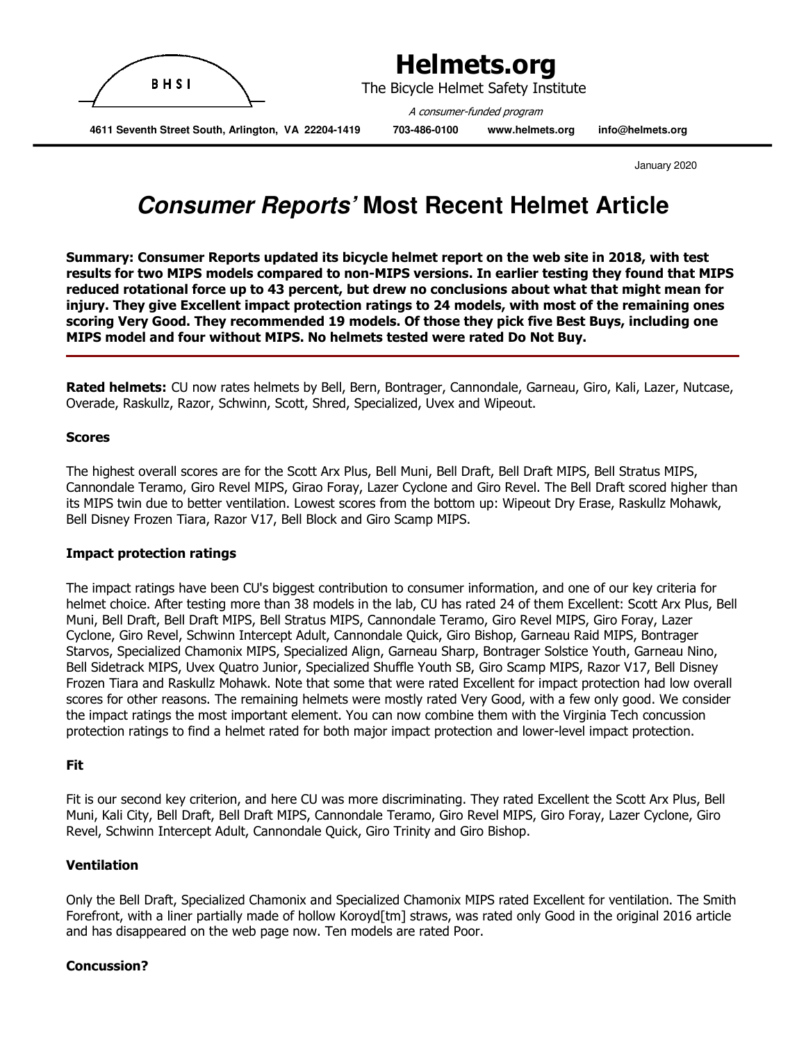# Helmets.org

The Bicycle Helmet Safety Institute

*A consumer-funded program*

**4611 Seventh Street South, Arlington, VA 22204-1419 703-486-0100 www.helmets.org info@helmets.org**

January 2020

# ***Consumer Reports'*** Most Recent Helmet Article

**Summary: Consumer Reports updated its bicycle helmet report on the web site in 2018, with test results for two MIPS models compared to non-MIPS versions. In earlier testing they found that MIPS reduced rotational force up to 43 percent, but drew no conclusions about what that might mean for injury. They give Excellent impact protection ratings to 24 models, with most of the remaining ones scoring Very Good. They recommended 19 models. Of those they pick five Best Buys, including one MIPS model and four without MIPS. No helmets tested were rated Do Not Buy.**

**Rated helmets:** CU now rates helmets by Bell, Bern, Bontrager, Cannondale, Garneau, Giro, Kali, Lazer, Nutcase, Overade, Raskullz, Razor, Schwinn, Scott, Shred, Specialized, Uvex and Wipeout.

#### Scores

The highest overall scores are for the Scott Arx Plus, Bell Muni, Bell Draft, Bell Draft MIPS, Bell Stratus MIPS, Cannondale Teramo, Giro Revel MIPS, Girao Foray, Lazer Cyclone and Giro Revel. The Bell Draft scored higher than its MIPS twin due to better ventilation. Lowest scores from the bottom up: Wipeout Dry Erase, Raskullz Mohawk, Bell Disney Frozen Tiara, Razor V17, Bell Block and Giro Scamp MIPS.

#### Impact protection ratings

The impact ratings have been CU's biggest contribution to consumer information, and one of our key criteria for helmet choice. After testing more than 38 models in the lab, CU has rated 24 of them Excellent: Scott Arx Plus, Bell Muni, Bell Draft, Bell Draft MIPS, Bell Stratus MIPS, Cannondale Teramo, Giro Revel MIPS, Giro Foray, Lazer Cyclone, Giro Revel, Schwinn Intercept Adult, Cannondale Quick, Giro Bishop, Garneau Raid MIPS, Bontrager Starvos, Specialized Chamonix MIPS, Specialized Align, Garneau Sharp, Bontrager Solstice Youth, Garneau Nino, Bell Sidetrack MIPS, Uvex Quatro Junior, Specialized Shuffle Youth SB, Giro Scamp MIPS, Razor V17, Bell Disney Frozen Tiara and Raskullz Mohawk. Note that some that were rated Excellent for impact protection had low overall scores for other reasons. The remaining helmets were mostly rated Very Good, with a few only good. We consider the impact ratings the most important element. You can now combine them with the Virginia Tech concussion protection ratings to find a helmet rated for both major impact protection and lower-level impact protection.

#### Fit

Fit is our second key criterion, and here CU was more discriminating. They rated Excellent the Scott Arx Plus, Bell Muni, Kali City, Bell Draft, Bell Draft MIPS, Cannondale Teramo, Giro Revel MIPS, Giro Foray, Lazer Cyclone, Giro Revel, Schwinn Intercept Adult, Cannondale Quick, Giro Trinity and Giro Bishop.

#### Ventilation

Only the Bell Draft, Specialized Chamonix and Specialized Chamonix MIPS rated Excellent for ventilation. The Smith Forefront, with a liner partially made of hollow Koroyd[tm] straws, was rated only Good in the original 2016 article and has disappeared on the web page now. Ten models are rated Poor.

#### Concussion?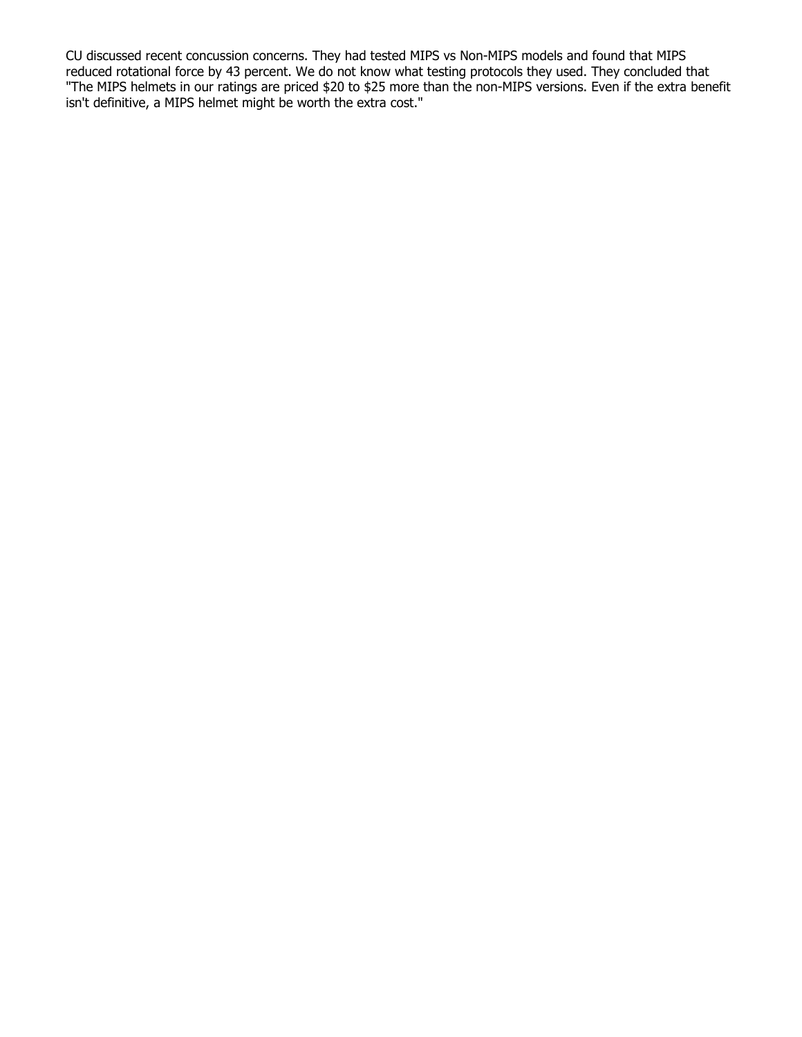CU discussed recent concussion concerns. They had tested MIPS vs Non-MIPS models and found that MIPS reduced rotational force by 43 percent. We do not know what testing protocols they used. They concluded that "The MIPS helmets in our ratings are priced $20 to $25 more than the non-MIPS versions. Even if the extra benefit isn't definitive, a MIPS helmet might be worth the extra cost."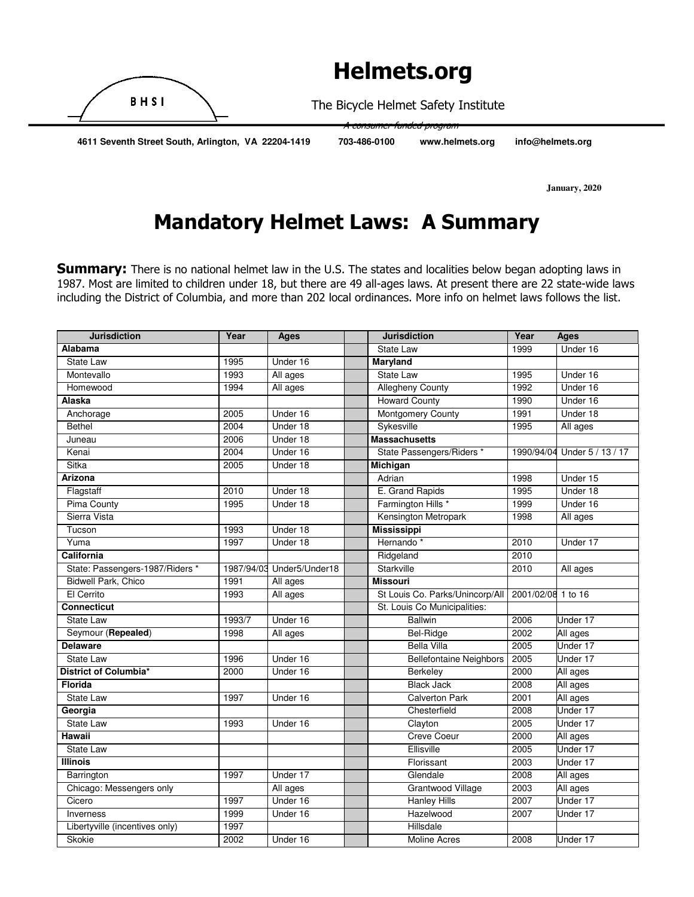# Helmets.org

The Bicycle Helmet Safety Institute

*A consumer funded program*

**4611 Seventh Street South, Arlington, VA 22204-1419 703-486-0100 www.helmets.org info@helmets.org**

**January, 2020**

## Mandatory Helmet Laws: A Summary

**Summary:** There is no national helmet law in the U.S. The states and localities below began adopting laws in 1987. Most are limited to children under 18, but there are 49 all-ages laws. At present there are 22 state-wide laws including the District of Columbia, and more than 202 local ordinances. More info on helmet laws follows the list.

| Jurisdiction | Year | Ages |
|---|---|---|
| **Alabama** | | |
| State Law | 1995 | Under 16 |
| Montevallo | 1993 | All ages |
| Homewood | 1994 | All ages |
| **Alaska** | | |
| Anchorage | 2005 | Under 16 |
| Bethel | 2004 | Under 18 |
| Juneau | 2006 | Under 18 |
| Kenai | 2004 | Under 16 |
| Sitka | 2005 | Under 18 |
| **Arizona** | | |
| Flagstaff | 2010 | Under 18 |
| Pima County | 1995 | Under 18 |
| Sierra Vista | | |
| Tucson | 1993 | Under 18 |
| Yuma | 1997 | Under 18 |
| **California** | | |
| State: Passengers-1987/Riders * | 1987/94/03 | Under5/Under18 |
| Bidwell Park, Chico | 1991 | All ages |
| El Cerrito | 1993 | All ages |
| **Connecticut** | | |
| State Law | 1993/7 | Under 16 |
| Seymour (**Repealed**) | 1998 | All ages |
| **Delaware** | | |
| State Law | 1996 | Under 16 |
| **District of Columbia*** | 2000 | Under 16 |
| **Florida** | | |
| State Law | 1997 | Under 16 |
| **Georgia** | | |
| State Law | 1993 | Under 16 |
| **Hawaii** | | |
| State Law | | |
| **Illinois** | | |
| Barrington | 1997 | Under 17 |
| Chicago: Messengers only | | All ages |
| Cicero | 1997 | Under 16 |
| Inverness | 1999 | Under 16 |
| Libertyville (incentives only) | 1997 | |
| Skokie | 2002 | Under 16 |
| State Law | 1999 | Under 16 |
| **Maryland** | | |
| State Law | 1995 | Under 16 |
| Allegheny County | 1992 | Under 16 |
| Howard County | 1990 | Under 16 |
| Montgomery County | 1991 | Under 18 |
| Sykesville | 1995 | All ages |
| **Massachusetts** | | |
| State Passengers/Riders * | 1990/94/04 | Under 5 / 13 / 17 |
| **Michigan** | | |
| Adrian | 1998 | Under 15 |
| E. Grand Rapids | 1995 | Under 18 |
| Farmington Hills * | 1999 | Under 16 |
| Kensington Metropark | 1998 | All ages |
| **Mississippi** | | |
| Hernando * | 2010 | Under 17 |
| Ridgeland | 2010 | |
| Starkville | 2010 | All ages |
| **Missouri** | | |
| St Louis Co. Parks/Unincorp/All | 2001/02/08 | 1 to 16 |
| St. Louis Co Municipalities: | | |
| Ballwin | 2006 | Under 17 |
| Bel-Ridge | 2002 | All ages |
| Bella Villa | 2005 | Under 17 |
| Bellefontaine Neighbors | 2005 | Under 17 |
| Berkeley | 2000 | All ages |
| Black Jack | 2008 | All ages |
| Calverton Park | 2001 | All ages |
| Chesterfield | 2008 | Under 17 |
| Clayton | 2005 | Under 17 |
| Creve Coeur | 2000 | All ages |
| Ellisville | 2005 | Under 17 |
| Florissant | 2003 | Under 17 |
| Glendale | 2008 | All ages |
| Grantwood Village | 2003 | All ages |
| Hanley Hills | 2007 | Under 17 |
| Hazelwood | 2007 | Under 17 |
| Hillsdale | | |
| Moline Acres | 2008 | Under 17 |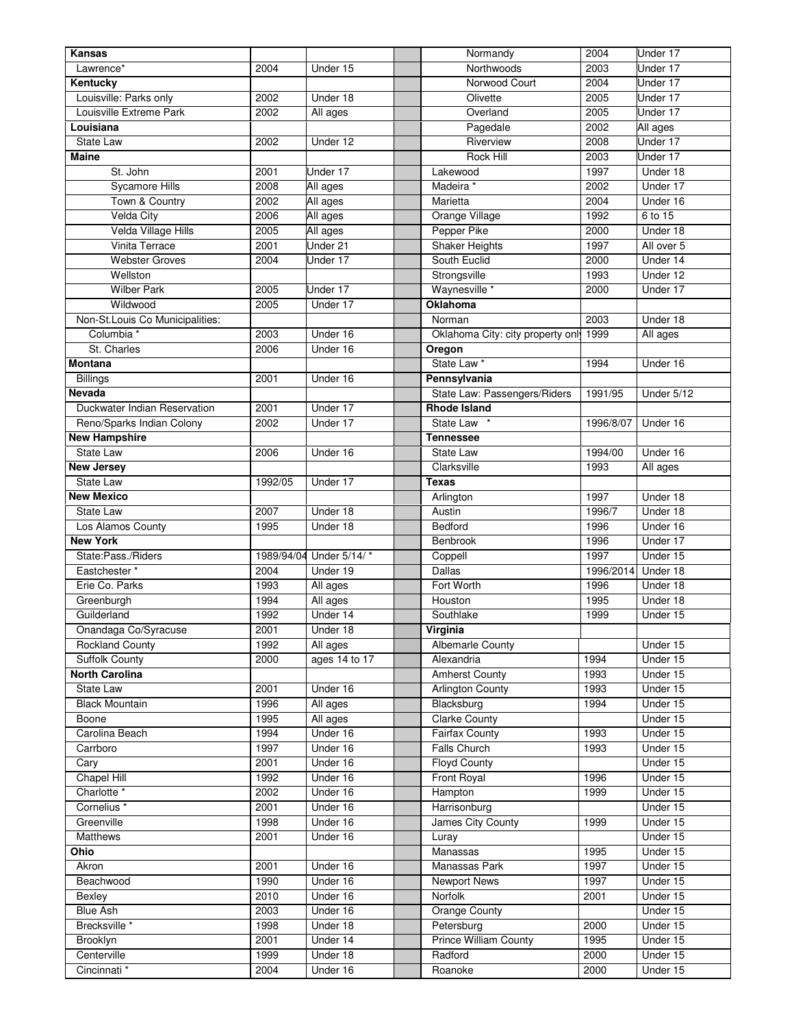| Kansas | | |
|---|---|---|
| Lawrence* | 2004 | Under 15 |
| **Kentucky** | | |
| Louisville: Parks only | 2002 | Under 18 |
| Louisville Extreme Park | 2002 | All ages |
| **Louisiana** | | |
| State Law | 2002 | Under 12 |
| **Maine** | | |
| St. John | 2001 | Under 17 |
| Sycamore Hills | 2008 | All ages |
| Town & Country | 2002 | All ages |
| Velda City | 2006 | All ages |
| Velda Village Hills | 2005 | All ages |
| Vinita Terrace | 2001 | Under 21 |
| Webster Groves | 2004 | Under 17 |
| Wellston | | |
| Wilber Park | 2005 | Under 17 |
| Wildwood | 2005 | Under 17 |
| Non-St.Louis Co Municipalities: | | |
| Columbia * | 2003 | Under 16 |
| St. Charles | 2006 | Under 16 |
| **Montana** | | |
| Billings | 2001 | Under 16 |
| **Nevada** | | |
| Duckwater Indian Reservation | 2001 | Under 17 |
| Reno/Sparks Indian Colony | 2002 | Under 17 |
| **New Hampshire** | | |
| State Law | 2006 | Under 16 |
| **New Jersey** | | |
| State Law | 1992/05 | Under 17 |
| **New Mexico** | | |
| State Law | 2007 | Under 18 |
| Los Alamos County | 1995 | Under 18 |
| **New York** | | |
| State:Pass./Riders | 1989/94/04 | Under 5/14/ * |
| Eastchester * | 2004 | Under 19 |
| Erie Co. Parks | 1993 | All ages |
| Greenburgh | 1994 | All ages |
| Guilderland | 1992 | Under 14 |
| Onandaga Co/Syracuse | 2001 | Under 18 |
| Rockland County | 1992 | All ages |
| Suffolk County | 2000 | ages 14 to 17 |
| **North Carolina** | | |
| State Law | 2001 | Under 16 |
| Black Mountain | 1996 | All ages |
| Boone | 1995 | All ages |
| Carolina Beach | 1994 | Under 16 |
| Carrboro | 1997 | Under 16 |
| Cary | 2001 | Under 16 |
| Chapel Hill | 1992 | Under 16 |
| Charlotte * | 2002 | Under 16 |
| Cornelius * | 2001 | Under 16 |
| Greenville | 1998 | Under 16 |
| Matthews | 2001 | Under 16 |
| **Ohio** | | |
| Akron | 2001 | Under 16 |
| Beachwood | 1990 | Under 16 |
| Bexley | 2010 | Under 16 |
| Blue Ash | 2003 | Under 16 |
| Brecksville * | 1998 | Under 18 |
| Brooklyn | 2001 | Under 14 |
| Centerville | 1999 | Under 18 |
| Cincinnati * | 2004 | Under 16 |
| Normandy | 2004 | Under 17 |
| Northwoods | 2003 | Under 17 |
| Norwood Court | 2004 | Under 17 |
| Olivette | 2005 | Under 17 |
| Overland | 2005 | Under 17 |
| Pagedale | 2002 | All ages |
| Riverview | 2008 | Under 17 |
| Rock Hill | 2003 | Under 17 |
| Lakewood | 1997 | Under 18 |
| Madeira * | 2002 | Under 17 |
| Marietta | 2004 | Under 16 |
| Orange Village | 1992 | 6 to 15 |
| Pepper Pike | 2000 | Under 18 |
| Shaker Heights | 1997 | All over 5 |
| South Euclid | 2000 | Under 14 |
| Strongsville | 1993 | Under 12 |
| Waynesville * | 2000 | Under 17 |
| **Oklahoma** | | |
| Norman | 2003 | Under 18 |
| Oklahoma City: city property only | 1999 | All ages |
| **Oregon** | | |
| State Law * | 1994 | Under 16 |
| **Pennsylvania** | | |
| State Law: Passengers/Riders | 1991/95 | Under 5/12 |
| **Rhode Island** | | |
| State Law * | 1996/8/07 | Under 16 |
| **Tennessee** | | |
| State Law | 1994/00 | Under 16 |
| Clarksville | 1993 | All ages |
| **Texas** | | |
| Arlington | 1997 | Under 18 |
| Austin | 1996/7 | Under 18 |
| Bedford | 1996 | Under 16 |
| Benbrook | 1996 | Under 17 |
| Coppell | 1997 | Under 15 |
| Dallas | 1996/2014 | Under 18 |
| Fort Worth | 1996 | Under 18 |
| Houston | 1995 | Under 18 |
| Southlake | 1999 | Under 15 |
| **Virginia** | | |
| Albemarle County | | Under 15 |
| Alexandria | 1994 | Under 15 |
| Amherst County | 1993 | Under 15 |
| Arlington County | 1993 | Under 15 |
| Blacksburg | 1994 | Under 15 |
| Clarke County | | Under 15 |
| Fairfax County | 1993 | Under 15 |
| Falls Church | 1993 | Under 15 |
| Floyd County | | Under 15 |
| Front Royal | 1996 | Under 15 |
| Hampton | 1999 | Under 15 |
| Harrisonburg | | Under 15 |
| James City County | 1999 | Under 15 |
| Luray | | Under 15 |
| Manassas | 1995 | Under 15 |
| Manassas Park | 1997 | Under 15 |
| Newport News | 1997 | Under 15 |
| Norfolk | 2001 | Under 15 |
| Orange County | | Under 15 |
| Petersburg | 2000 | Under 15 |
| Prince William County | 1995 | Under 15 |
| Radford | 2000 | Under 15 |
| Roanoke | 2000 | Under 15 |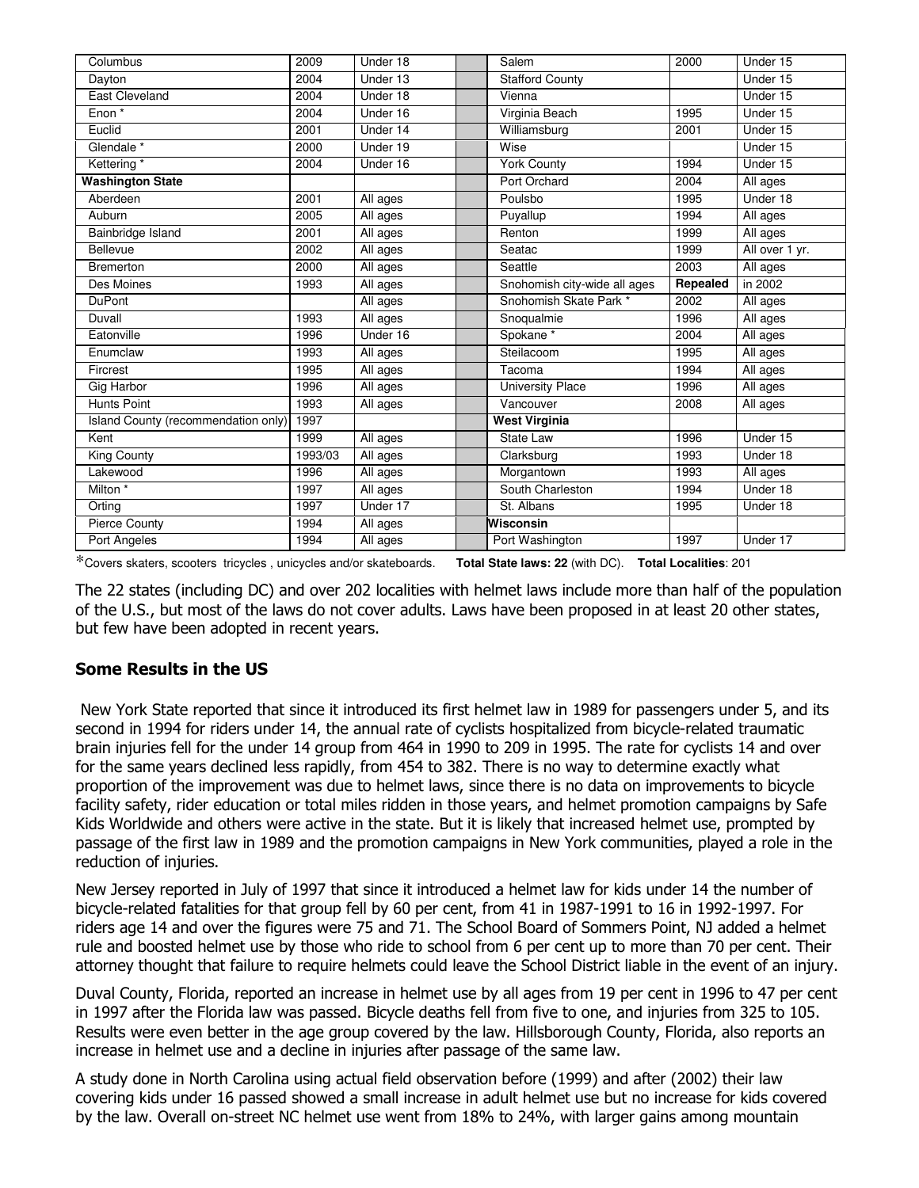| | | | | | | |
|---|---|---|---|---|---|---|
| Columbus | 2009 | Under 18 | | Salem | 2000 | Under 15 |
| Dayton | 2004 | Under 13 | | Stafford County | | Under 15 |
| East Cleveland | 2004 | Under 18 | | Vienna | | Under 15 |
| Enon * | 2004 | Under 16 | | Virginia Beach | 1995 | Under 15 |
| Euclid | 2001 | Under 14 | | Williamsburg | 2001 | Under 15 |
| Glendale * | 2000 | Under 19 | | Wise | | Under 15 |
| Kettering * | 2004 | Under 16 | | York County | 1994 | Under 15 |
| **Washington State** | | | | Port Orchard | 2004 | All ages |
| Aberdeen | 2001 | All ages | | Poulsbo | 1995 | Under 18 |
| Auburn | 2005 | All ages | | Puyallup | 1994 | All ages |
| Bainbridge Island | 2001 | All ages | | Renton | 1999 | All ages |
| Bellevue | 2002 | All ages | | Seatac | 1999 | All over 1 yr. |
| Bremerton | 2000 | All ages | | Seattle | 2003 | All ages |
| Des Moines | 1993 | All ages | | Snohomish city-wide all ages | **Repealed** | in 2002 |
| DuPont | | All ages | | Snohomish Skate Park * | 2002 | All ages |
| Duvall | 1993 | All ages | | Snoqualmie | 1996 | All ages |
| Eatonville | 1996 | Under 16 | | Spokane * | 2004 | All ages |
| Enumclaw | 1993 | All ages | | Steilacoom | 1995 | All ages |
| Fircrest | 1995 | All ages | | Tacoma | 1994 | All ages |
| Gig Harbor | 1996 | All ages | | University Place | 1996 | All ages |
| Hunts Point | 1993 | All ages | | Vancouver | 2008 | All ages |
| Island County (recommendation only) | 1997 | | | **West Virginia** | | |
| Kent | 1999 | All ages | | State Law | 1996 | Under 15 |
| King County | 1993/03 | All ages | | Clarksburg | 1993 | Under 18 |
| Lakewood | 1996 | All ages | | Morgantown | 1993 | All ages |
| Milton * | 1997 | All ages | | South Charleston | 1994 | Under 18 |
| Orting | 1997 | Under 17 | | St. Albans | 1995 | Under 18 |
| Pierce County | 1994 | All ages | | **Wisconsin** | | |
| Port Angeles | 1994 | All ages | | Port Washington | 1997 | Under 17 |

*Covers skaters, scooters tricycles , unicycles and/or skateboards. **Total State laws: 22** (with DC). **Total Localities**: 201

The 22 states (including DC) and over 202 localities with helmet laws include more than half of the population of the U.S., but most of the laws do not cover adults. Laws have been proposed in at least 20 other states, but few have been adopted in recent years.

## Some Results in the US

New York State reported that since it introduced its first helmet law in 1989 for passengers under 5, and its second in 1994 for riders under 14, the annual rate of cyclists hospitalized from bicycle-related traumatic brain injuries fell for the under 14 group from 464 in 1990 to 209 in 1995. The rate for cyclists 14 and over for the same years declined less rapidly, from 454 to 382. There is no way to determine exactly what proportion of the improvement was due to helmet laws, since there is no data on improvements to bicycle facility safety, rider education or total miles ridden in those years, and helmet promotion campaigns by Safe Kids Worldwide and others were active in the state. But it is likely that increased helmet use, prompted by passage of the first law in 1989 and the promotion campaigns in New York communities, played a role in the reduction of injuries.

New Jersey reported in July of 1997 that since it introduced a helmet law for kids under 14 the number of bicycle-related fatalities for that group fell by 60 per cent, from 41 in 1987-1991 to 16 in 1992-1997. For riders age 14 and over the figures were 75 and 71. The School Board of Sommers Point, NJ added a helmet rule and boosted helmet use by those who ride to school from 6 per cent up to more than 70 per cent. Their attorney thought that failure to require helmets could leave the School District liable in the event of an injury.

Duval County, Florida, reported an increase in helmet use by all ages from 19 per cent in 1996 to 47 per cent in 1997 after the Florida law was passed. Bicycle deaths fell from five to one, and injuries from 325 to 105. Results were even better in the age group covered by the law. Hillsborough County, Florida, also reports an increase in helmet use and a decline in injuries after passage of the same law.

A study done in North Carolina using actual field observation before (1999) and after (2002) their law covering kids under 16 passed showed a small increase in adult helmet use but no increase for kids covered by the law. Overall on-street NC helmet use went from 18% to 24%, with larger gains among mountain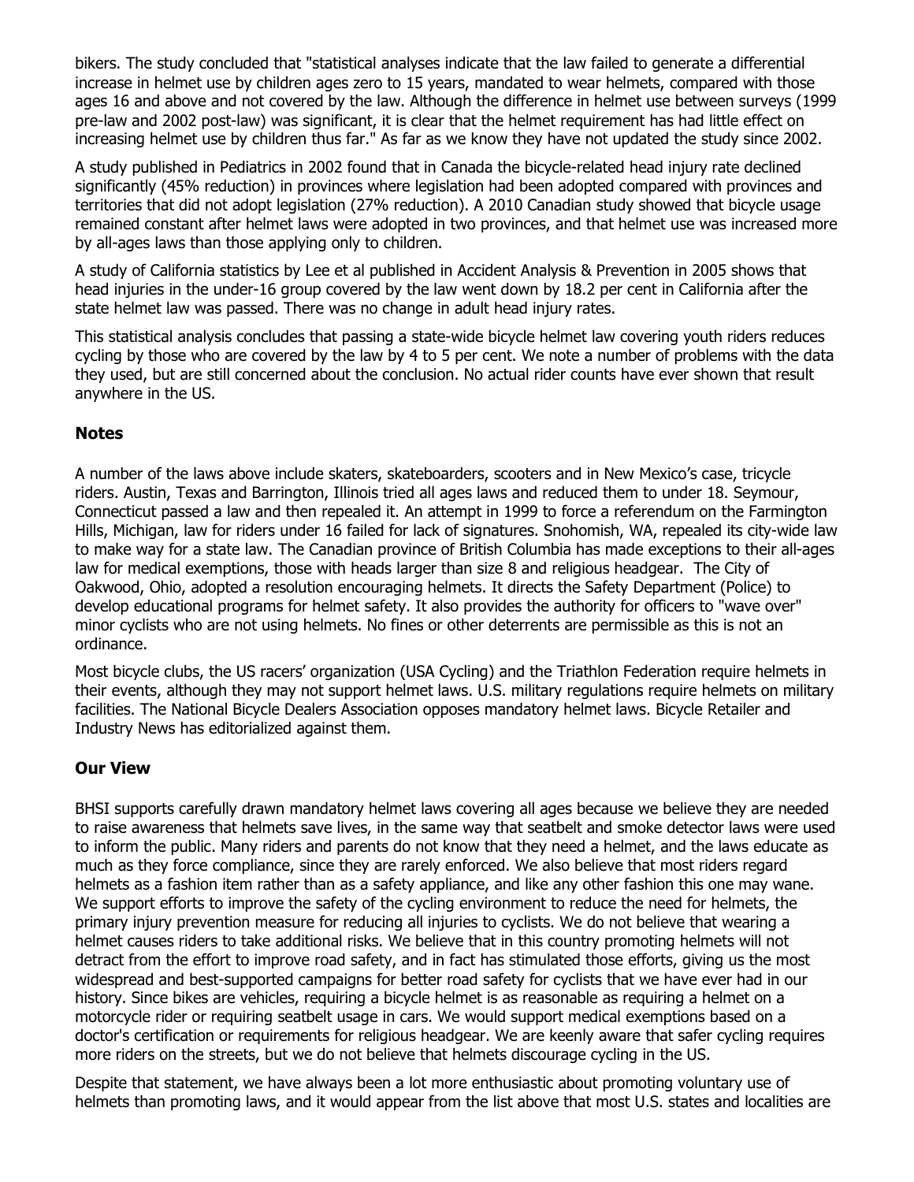bikers. The study concluded that "statistical analyses indicate that the law failed to generate a differential increase in helmet use by children ages zero to 15 years, mandated to wear helmets, compared with those ages 16 and above and not covered by the law. Although the difference in helmet use between surveys (1999 pre-law and 2002 post-law) was significant, it is clear that the helmet requirement has had little effect on increasing helmet use by children thus far." As far as we know they have not updated the study since 2002.

A study published in Pediatrics in 2002 found that in Canada the bicycle-related head injury rate declined significantly (45% reduction) in provinces where legislation had been adopted compared with provinces and territories that did not adopt legislation (27% reduction). A 2010 Canadian study showed that bicycle usage remained constant after helmet laws were adopted in two provinces, and that helmet use was increased more by all-ages laws than those applying only to children.

A study of California statistics by Lee et al published in Accident Analysis & Prevention in 2005 shows that head injuries in the under-16 group covered by the law went down by 18.2 per cent in California after the state helmet law was passed. There was no change in adult head injury rates.

This statistical analysis concludes that passing a state-wide bicycle helmet law covering youth riders reduces cycling by those who are covered by the law by 4 to 5 per cent. We note a number of problems with the data they used, but are still concerned about the conclusion. No actual rider counts have ever shown that result anywhere in the US.

### Notes

A number of the laws above include skaters, skateboarders, scooters and in New Mexico's case, tricycle riders. Austin, Texas and Barrington, Illinois tried all ages laws and reduced them to under 18. Seymour, Connecticut passed a law and then repealed it. An attempt in 1999 to force a referendum on the Farmington Hills, Michigan, law for riders under 16 failed for lack of signatures. Snohomish, WA, repealed its city-wide law to make way for a state law. The Canadian province of British Columbia has made exceptions to their all-ages law for medical exemptions, those with heads larger than size 8 and religious headgear. The City of Oakwood, Ohio, adopted a resolution encouraging helmets. It directs the Safety Department (Police) to develop educational programs for helmet safety. It also provides the authority for officers to "wave over" minor cyclists who are not using helmets. No fines or other deterrents are permissible as this is not an ordinance.

Most bicycle clubs, the US racers' organization (USA Cycling) and the Triathlon Federation require helmets in their events, although they may not support helmet laws. U.S. military regulations require helmets on military facilities. The National Bicycle Dealers Association opposes mandatory helmet laws. Bicycle Retailer and Industry News has editorialized against them.

### Our View

BHSI supports carefully drawn mandatory helmet laws covering all ages because we believe they are needed to raise awareness that helmets save lives, in the same way that seatbelt and smoke detector laws were used to inform the public. Many riders and parents do not know that they need a helmet, and the laws educate as much as they force compliance, since they are rarely enforced. We also believe that most riders regard helmets as a fashion item rather than as a safety appliance, and like any other fashion this one may wane. We support efforts to improve the safety of the cycling environment to reduce the need for helmets, the primary injury prevention measure for reducing all injuries to cyclists. We do not believe that wearing a helmet causes riders to take additional risks. We believe that in this country promoting helmets will not detract from the effort to improve road safety, and in fact has stimulated those efforts, giving us the most widespread and best-supported campaigns for better road safety for cyclists that we have ever had in our history. Since bikes are vehicles, requiring a bicycle helmet is as reasonable as requiring a helmet on a motorcycle rider or requiring seatbelt usage in cars. We would support medical exemptions based on a doctor's certification or requirements for religious headgear. We are keenly aware that safer cycling requires more riders on the streets, but we do not believe that helmets discourage cycling in the US.

Despite that statement, we have always been a lot more enthusiastic about promoting voluntary use of helmets than promoting laws, and it would appear from the list above that most U.S. states and localities are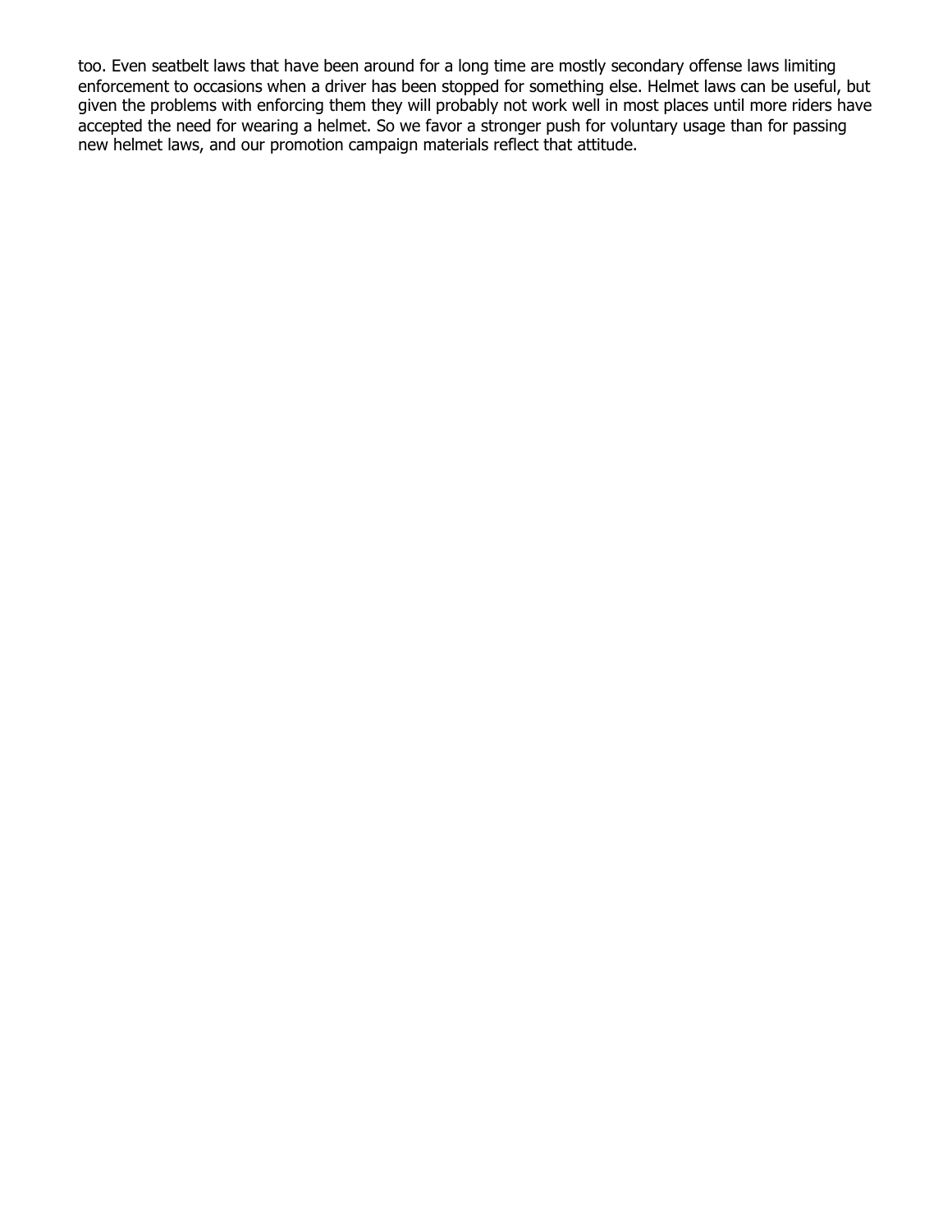too. Even seatbelt laws that have been around for a long time are mostly secondary offense laws limiting enforcement to occasions when a driver has been stopped for something else. Helmet laws can be useful, but given the problems with enforcing them they will probably not work well in most places until more riders have accepted the need for wearing a helmet. So we favor a stronger push for voluntary usage than for passing new helmet laws, and our promotion campaign materials reflect that attitude.